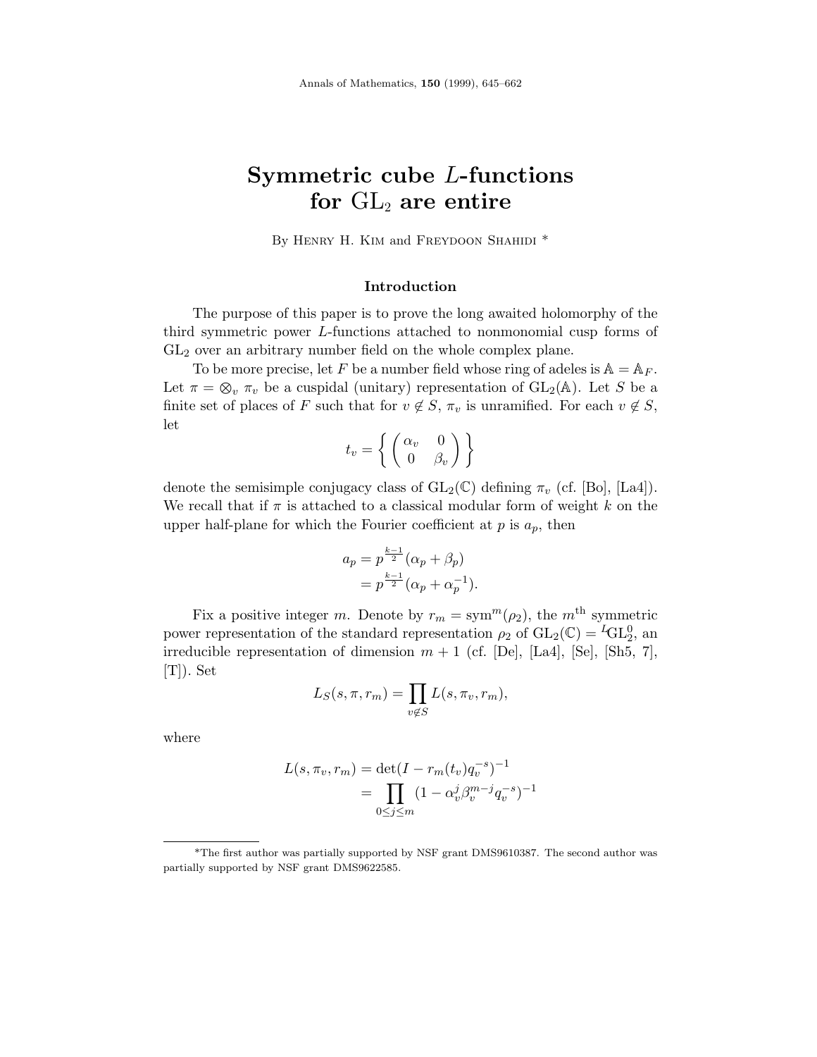# Symmetric cube $L$-functions for $\mathrm{GL}_2$ are entire

By Henry H. Kim and Freydoon Shahidi *

## Introduction

The purpose of this paper is to prove the long awaited holomorphy of the third symmetric power $L$-functions attached to nonmonomial cusp forms of $\mathrm{GL}_2$ over an arbitrary number field on the whole complex plane.

To be more precise, let $F$ be a number field whose ring of adeles is $\mathbb{A} = \mathbb{A}_F$. Let $\pi = \otimes_v \pi_v$ be a cuspidal (unitary) representation of $\mathrm{GL}_2(\mathbb{A})$. Let $S$ be a finite set of places of $F$ such that for $v \notin S$, $\pi_v$ is unramified. For each $v \notin S$, let

$$t_v = \left\{ \begin{pmatrix} \alpha_v & 0 \\ 0 & \beta_v \end{pmatrix} \right\}$$

denote the semisimple conjugacy class of $\mathrm{GL}_2(\mathbb{C})$ defining $\pi_v$ (cf. [Bo], [La4]). We recall that if $\pi$ is attached to a classical modular form of weight $k$ on the upper half-plane for which the Fourier coefficient at $p$ is $a_p$, then

$$\begin{aligned} a_p &= p^{\frac{k-1}{2}}(\alpha_p + \beta_p) \\ &= p^{\frac{k-1}{2}}(\alpha_p + \alpha_p^{-1}). \end{aligned}$$

Fix a positive integer $m$. Denote by $r_m = \mathrm{sym}^m(\rho_2)$, the $m^{\text{th}}$ symmetric power representation of the standard representation $\rho_2$ of $\mathrm{GL}_2(\mathbb{C}) = {}^L\mathrm{GL}_2^0$, an irreducible representation of dimension $m+1$ (cf. [De], [La4], [Se], [Sh5, 7], [T]). Set

$$L_S(s, \pi, r_m) = \prod_{v \notin S} L(s, \pi_v, r_m),$$

where

$$\begin{aligned} L(s, \pi_v, r_m) &= \det(I - r_m(t_v) q_v^{-s})^{-1} \\ &= \prod_{0 \le j \le m} (1 - \alpha_v^j \beta_v^{m-j} q_v^{-s})^{-1} \end{aligned}$$

---

*The first author was partially supported by NSF grant DMS9610387. The second author was partially supported by NSF grant DMS9622585.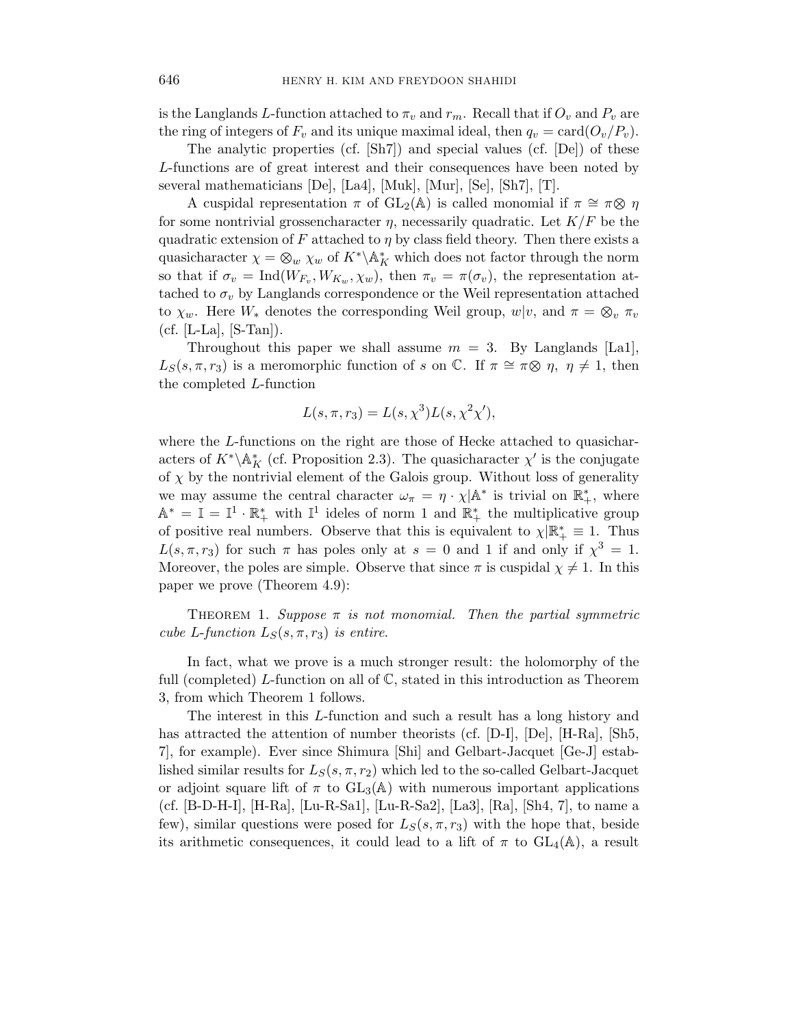is the Langlands $L$-function attached to $\pi_v$ and $r_m$. Recall that if $O_v$ and $P_v$ are the ring of integers of $F_v$ and its unique maximal ideal, then $q_v = \text{card}(O_v/P_v)$.

The analytic properties (cf. [Sh7]) and special values (cf. [De]) of these $L$-functions are of great interest and their consequences have been noted by several mathematicians [De], [La4], [Muk], [Mur], [Se], [Sh7], [T].

A cuspidal representation $\pi$ of $\mathrm{GL}_2(\mathbb{A})$ is called monomial if $\pi \cong \pi \otimes \eta$ for some nontrivial grossencharacter $\eta$, necessarily quadratic. Let $K/F$ be the quadratic extension of $F$ attached to $\eta$ by class field theory. Then there exists a quasicharacter $\chi = \otimes_w \chi_w$ of $K^* \backslash \mathbb{A}_K^*$ which does not factor through the norm so that if $\sigma_v = \mathrm{Ind}(W_{F_v}, W_{K_w}, \chi_w)$, then $\pi_v = \pi(\sigma_v)$, the representation attached to $\sigma_v$ by Langlands correspondence or the Weil representation attached to $\chi_w$. Here $W_*$ denotes the corresponding Weil group, $w|v$, and $\pi = \otimes_v \pi_v$ (cf. [L-La], [S-Tan]).

Throughout this paper we shall assume $m = 3$. By Langlands [La1], $L_S(s, \pi, r_3)$ is a meromorphic function of $s$ on $\mathbb{C}$. If $\pi \cong \pi \otimes \eta$, $\eta \neq 1$, then the completed $L$-function

$$L(s, \pi, r_3) = L(s, \chi^3) L(s, \chi^2 \chi'),$$

where the $L$-functions on the right are those of Hecke attached to quasicharacters of $K^* \backslash \mathbb{A}_K^*$ (cf. Proposition 2.3). The quasicharacter $\chi'$ is the conjugate of $\chi$ by the nontrivial element of the Galois group. Without loss of generality we may assume the central character $\omega_\pi = \eta \cdot \chi | \mathbb{A}^*$ is trivial on $\mathbb{R}_+^*$, where $\mathbb{A}^* = \mathbb{I} = \mathbb{I}^1 \cdot \mathbb{R}_+^*$ with $\mathbb{I}^1$ ideles of norm 1 and $\mathbb{R}_+^*$ the multiplicative group of positive real numbers. Observe that this is equivalent to $\chi | \mathbb{R}_+^* \equiv 1$. Thus $L(s, \pi, r_3)$ for such $\pi$ has poles only at $s = 0$ and 1 if and only if $\chi^3 = 1$. Moreover, the poles are simple. Observe that since $\pi$ is cuspidal $\chi \neq 1$. In this paper we prove (Theorem 4.9):

Theorem 1. *Suppose $\pi$ is not monomial. Then the partial symmetric cube $L$-function $L_S(s, \pi, r_3)$ is entire.*

In fact, what we prove is a much stronger result: the holomorphy of the full (completed) $L$-function on all of $\mathbb{C}$, stated in this introduction as Theorem 3, from which Theorem 1 follows.

The interest in this $L$-function and such a result has a long history and has attracted the attention of number theorists (cf. [D-I], [De], [H-Ra], [Sh5, 7], for example). Ever since Shimura [Shi] and Gelbart-Jacquet [Ge-J] established similar results for $L_S(s, \pi, r_2)$ which led to the so-called Gelbart-Jacquet or adjoint square lift of $\pi$ to $\mathrm{GL}_3(\mathbb{A})$ with numerous important applications (cf. [B-D-H-I], [H-Ra], [Lu-R-Sa1], [Lu-R-Sa2], [La3], [Ra], [Sh4, 7], to name a few), similar questions were posed for $L_S(s, \pi, r_3)$ with the hope that, beside its arithmetic consequences, it could lead to a lift of $\pi$ to $\mathrm{GL}_4(\mathbb{A})$, a result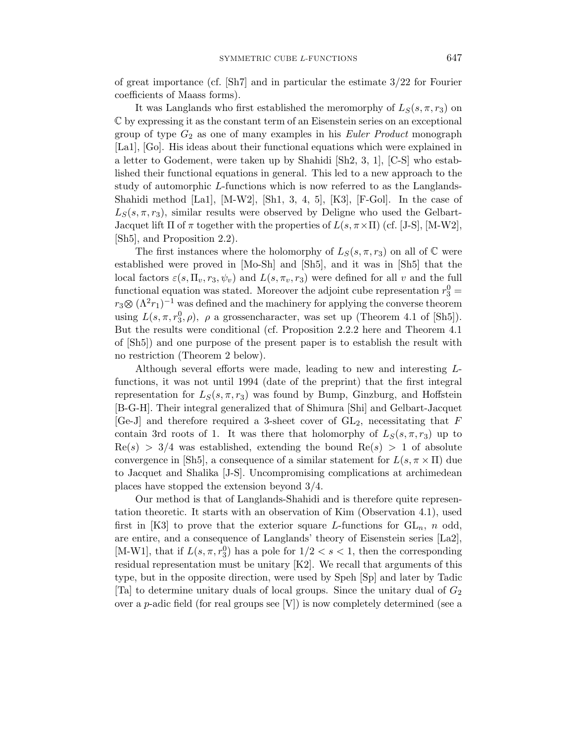of great importance (cf. [Sh7] and in particular the estimate 3/22 for Fourier coefficients of Maass forms).

It was Langlands who first established the meromorphy of $L_S(s, \pi, r_3)$ on $\mathbb{C}$ by expressing it as the constant term of an Eisenstein series on an exceptional group of type $G_2$ as one of many examples in his *Euler Product* monograph [La1], [Go]. His ideas about their functional equations which were explained in a letter to Godement, were taken up by Shahidi [Sh2, 3, 1], [C-S] who established their functional equations in general. This led to a new approach to the study of automorphic $L$-functions which is now referred to as the Langlands-Shahidi method [La1], [M-W2], [Sh1, 3, 4, 5], [K3], [F-Gol]. In the case of $L_S(s, \pi, r_3)$, similar results were observed by Deligne who used the Gelbart-Jacquet lift $\Pi$ of $\pi$ together with the properties of $L(s, \pi \times \Pi)$ (cf. [J-S], [M-W2], [Sh5], and Proposition 2.2).

The first instances where the holomorphy of $L_S(s, \pi, r_3)$ on all of $\mathbb{C}$ were established were proved in [Mo-Sh] and [Sh5], and it was in [Sh5] that the local factors $\varepsilon(s, \Pi_v, r_3, \psi_v)$ and $L(s, \pi_v, r_3)$ were defined for all $v$ and the full functional equation was stated. Moreover the adjoint cube representation $r_3^0 = r_3 \otimes (\Lambda^2 r_1)^{-1}$ was defined and the machinery for applying the converse theorem using $L(s, \pi, r_3^0, \rho)$, $\rho$ a grossencharacter, was set up (Theorem 4.1 of [Sh5]). But the results were conditional (cf. Proposition 2.2.2 here and Theorem 4.1 of [Sh5]) and one purpose of the present paper is to establish the result with no restriction (Theorem 2 below).

Although several efforts were made, leading to new and interesting $L$-functions, it was not until 1994 (date of the preprint) that the first integral representation for $L_S(s, \pi, r_3)$ was found by Bump, Ginzburg, and Hoffstein [B-G-H]. Their integral generalized that of Shimura [Shi] and Gelbart-Jacquet [Ge-J] and therefore required a 3-sheet cover of $\mathrm{GL}_2$, necessitating that $F$ contain 3rd roots of 1. It was there that holomorphy of $L_S(s, \pi, r_3)$ up to $\mathrm{Re}(s) > 3/4$ was established, extending the bound $\mathrm{Re}(s) > 1$ of absolute convergence in [Sh5], a consequence of a similar statement for $L(s, \pi \times \Pi)$ due to Jacquet and Shalika [J-S]. Uncompromising complications at archimedean places have stopped the extension beyond 3/4.

Our method is that of Langlands-Shahidi and is therefore quite representation theoretic. It starts with an observation of Kim (Observation 4.1), used first in [K3] to prove that the exterior square $L$-functions for $\mathrm{GL}_n$, $n$ odd, are entire, and a consequence of Langlands' theory of Eisenstein series [La2], [M-W1], that if $L(s, \pi, r_3^0)$ has a pole for $1/2 < s < 1$, then the corresponding residual representation must be unitary [K2]. We recall that arguments of this type, but in the opposite direction, were used by Speh [Sp] and later by Tadic [Ta] to determine unitary duals of local groups. Since the unitary dual of $G_2$ over a $p$-adic field (for real groups see [V]) is now completely determined (see a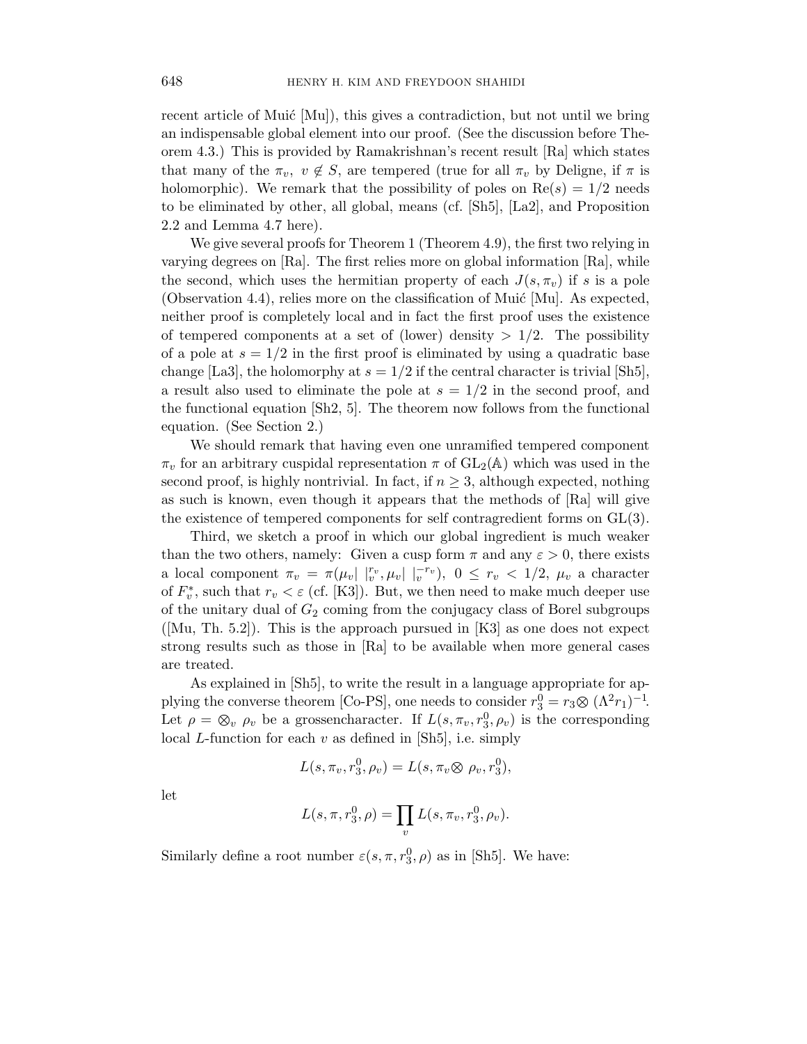recent article of Muić [Mu]), this gives a contradiction, but not until we bring an indispensable global element into our proof. (See the discussion before Theorem 4.3.) This is provided by Ramakrishnan's recent result [Ra] which states that many of the $\pi_v$, $v \notin S$, are tempered (true for all $\pi_v$ by Deligne, if $\pi$ is holomorphic). We remark that the possibility of poles on $\mathrm{Re}(s) = 1/2$ needs to be eliminated by other, all global, means (cf. [Sh5], [La2], and Proposition 2.2 and Lemma 4.7 here).

We give several proofs for Theorem 1 (Theorem 4.9), the first two relying in varying degrees on [Ra]. The first relies more on global information [Ra], while the second, which uses the hermitian property of each $J(s, \pi_v)$ if $s$ is a pole (Observation 4.4), relies more on the classification of Muić [Mu]. As expected, neither proof is completely local and in fact the first proof uses the existence of tempered components at a set of (lower) density $> 1/2$. The possibility of a pole at $s = 1/2$ in the first proof is eliminated by using a quadratic base change [La3], the holomorphy at $s = 1/2$ if the central character is trivial [Sh5], a result also used to eliminate the pole at $s = 1/2$ in the second proof, and the functional equation [Sh2, 5]. The theorem now follows from the functional equation. (See Section 2.)

We should remark that having even one unramified tempered component $\pi_v$ for an arbitrary cuspidal representation $\pi$ of $\mathrm{GL}_2(\mathbb{A})$ which was used in the second proof, is highly nontrivial. In fact, if $n \geq 3$, although expected, nothing as such is known, even though it appears that the methods of [Ra] will give the existence of tempered components for self contragredient forms on $\mathrm{GL}(3)$.

Third, we sketch a proof in which our global ingredient is much weaker than the two others, namely: Given a cusp form $\pi$ and any $\varepsilon > 0$, there exists a local component $\pi_v = \pi(\mu_v| \ |_v^{r_v}, \mu_v| \ |_v^{-r_v})$, $0 \leq r_v < 1/2$, $\mu_v$ a character of $F_v^*$, such that $r_v < \varepsilon$ (cf. [K3]). But, we then need to make much deeper use of the unitary dual of $G_2$ coming from the conjugacy class of Borel subgroups ([Mu, Th. 5.2]). This is the approach pursued in [K3] as one does not expect strong results such as those in [Ra] to be available when more general cases are treated.

As explained in [Sh5], to write the result in a language appropriate for applying the converse theorem [Co-PS], one needs to consider $r_3^0 = r_3 \otimes (\Lambda^2 r_1)^{-1}$. Let $\rho = \otimes_v \rho_v$ be a grossencharacter. If $L(s, \pi_v, r_3^0, \rho_v)$ is the corresponding local $L$-function for each $v$ as defined in [Sh5], i.e. simply

$$L(s, \pi_v, r_3^0, \rho_v) = L(s, \pi_v \otimes \rho_v, r_3^0),$$

let

$$L(s, \pi, r_3^0, \rho) = \prod_v L(s, \pi_v, r_3^0, \rho_v).$$

Similarly define a root number $\varepsilon(s, \pi, r_3^0, \rho)$ as in [Sh5]. We have: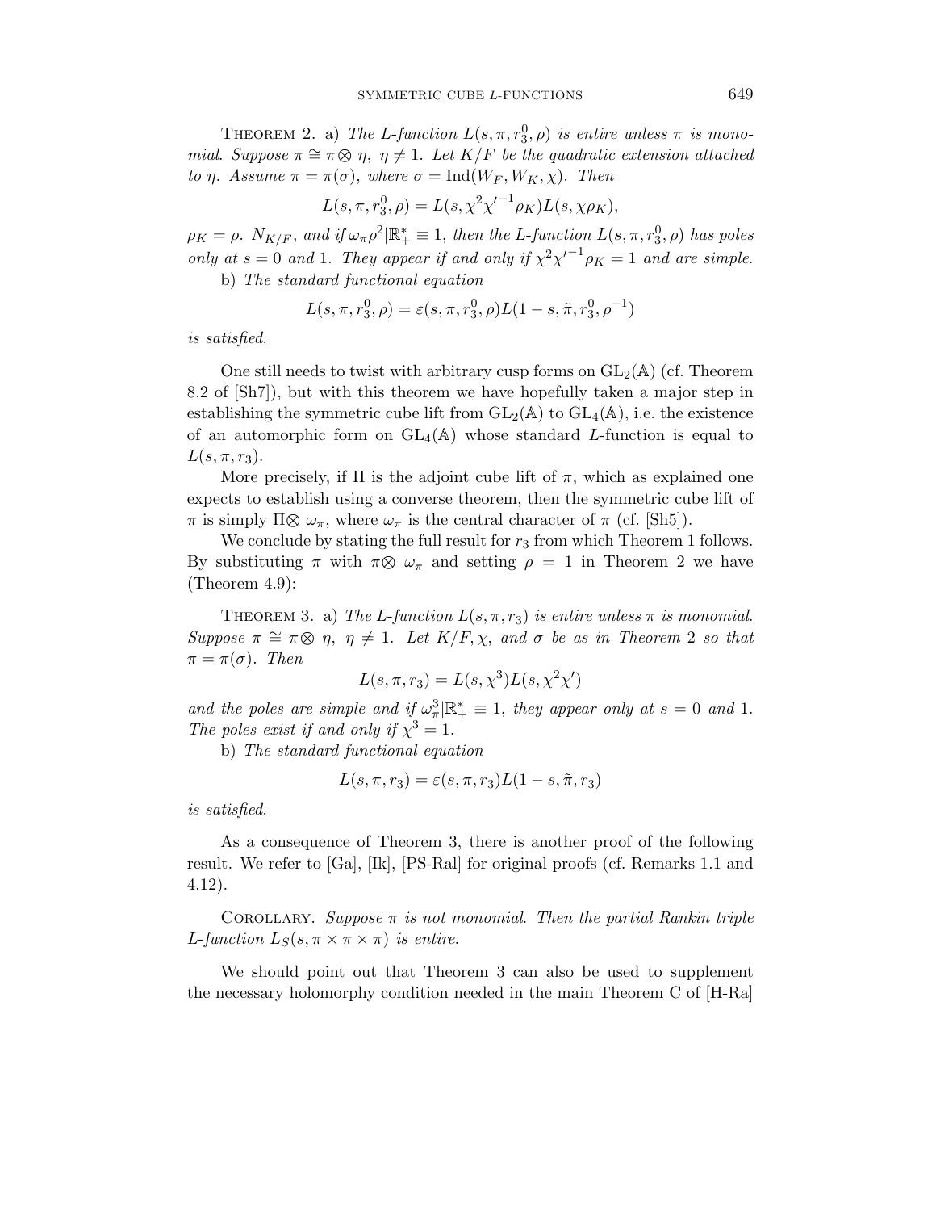THEOREM 2. a) *The L-function* $L(s, \pi, r_3^0, \rho)$ *is entire unless* $\pi$ *is monomial. Suppose* $\pi \cong \pi \otimes \eta$, $\eta \neq 1$. *Let* $K/F$ *be the quadratic extension attached to* $\eta$. *Assume* $\pi = \pi(\sigma)$, *where* $\sigma = \mathrm{Ind}(W_F, W_K, \chi)$. *Then*

$$L(s, \pi, r_3^0, \rho) = L(s, \chi^2 {\chi'}^{-1} \rho_K) L(s, \chi \rho_K),$$

$\rho_K = \rho$. $N_{K/F}$, *and if* $\omega_\pi \rho^2 | \mathbb{R}_+^* \equiv 1$, *then the L-function* $L(s, \pi, r_3^0, \rho)$ *has poles only at* $s = 0$ *and* 1. *They appear if and only if* $\chi^2 {\chi'}^{-1} \rho_K = 1$ *and are simple.*

b) *The standard functional equation*

$$L(s, \pi, r_3^0, \rho) = \varepsilon(s, \pi, r_3^0, \rho) L(1 - s, \tilde{\pi}, r_3^0, \rho^{-1})$$

*is satisfied.*

One still needs to twist with arbitrary cusp forms on $\mathrm{GL}_2(\mathbb{A})$ (cf. Theorem 8.2 of [Sh7]), but with this theorem we have hopefully taken a major step in establishing the symmetric cube lift from $\mathrm{GL}_2(\mathbb{A})$ to $\mathrm{GL}_4(\mathbb{A})$, i.e. the existence of an automorphic form on $\mathrm{GL}_4(\mathbb{A})$ whose standard $L$-function is equal to $L(s, \pi, r_3)$.

More precisely, if $\Pi$ is the adjoint cube lift of $\pi$, which as explained one expects to establish using a converse theorem, then the symmetric cube lift of $\pi$ is simply $\Pi \otimes \omega_\pi$, where $\omega_\pi$ is the central character of $\pi$ (cf. [Sh5]).

We conclude by stating the full result for $r_3$ from which Theorem 1 follows. By substituting $\pi$ with $\pi \otimes \omega_\pi$ and setting $\rho = 1$ in Theorem 2 we have (Theorem 4.9):

THEOREM 3. a) *The L-function* $L(s, \pi, r_3)$ *is entire unless* $\pi$ *is monomial. Suppose* $\pi \cong \pi \otimes \eta$, $\eta \neq 1$. *Let* $K/F, \chi$, *and* $\sigma$ *be as in Theorem* 2 *so that* $\pi = \pi(\sigma)$. *Then*

$$L(s, \pi, r_3) = L(s, \chi^3) L(s, \chi^2 \chi')$$

*and the poles are simple and if* $\omega_\pi^3 | \mathbb{R}_+^* \equiv 1$, *they appear only at* $s = 0$ *and* 1. *The poles exist if and only if* $\chi^3 = 1$.

b) *The standard functional equation*

$$L(s, \pi, r_3) = \varepsilon(s, \pi, r_3) L(1 - s, \tilde{\pi}, r_3)$$

*is satisfied.*

As a consequence of Theorem 3, there is another proof of the following result. We refer to [Ga], [Ik], [PS-Ral] for original proofs (cf. Remarks 1.1 and 4.12).

COROLLARY. *Suppose* $\pi$ *is not monomial. Then the partial Rankin triple L-function* $L_S(s, \pi \times \pi \times \pi)$ *is entire.*

We should point out that Theorem 3 can also be used to supplement the necessary holomorphy condition needed in the main Theorem C of [H-Ra]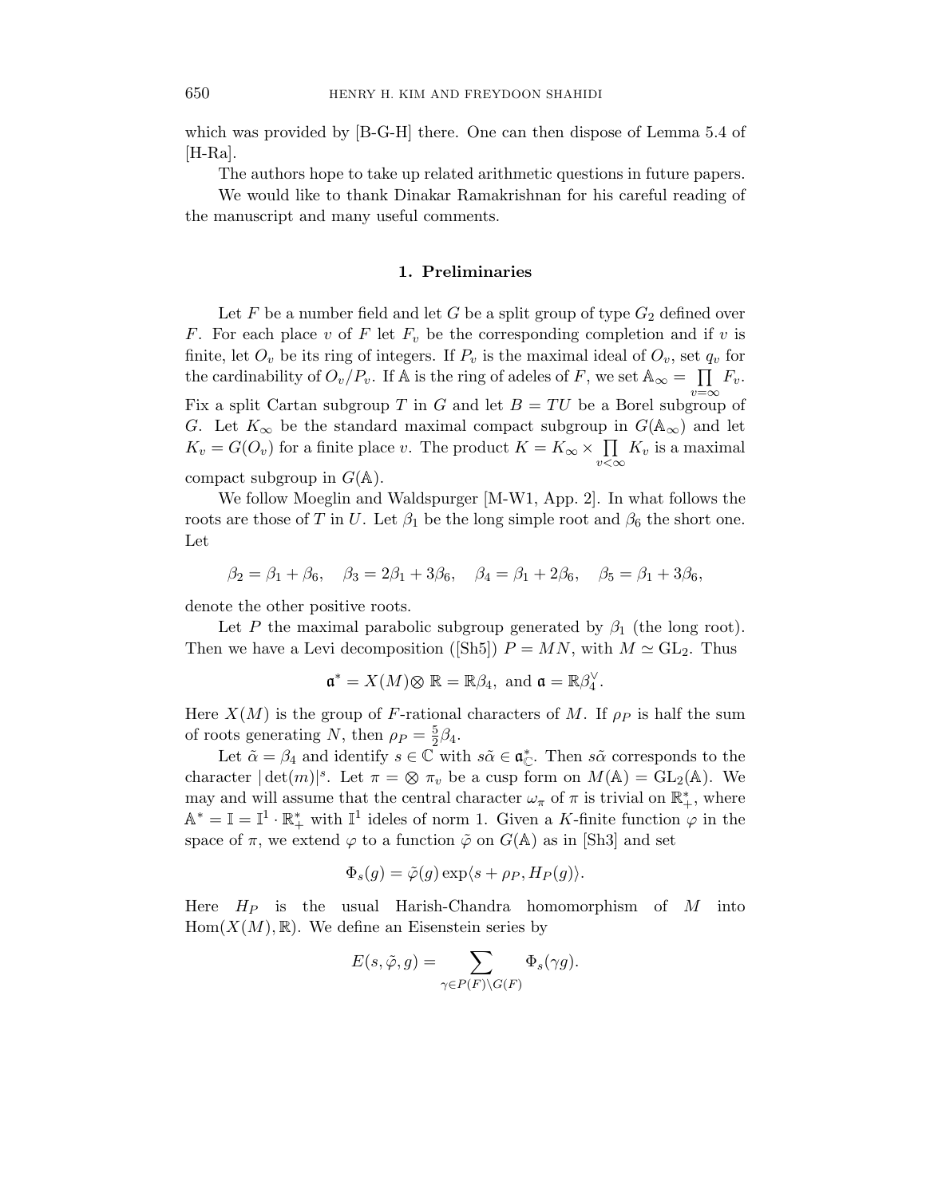which was provided by [B-G-H] there. One can then dispose of Lemma 5.4 of [H-Ra].

The authors hope to take up related arithmetic questions in future papers.

We would like to thank Dinakar Ramakrishnan for his careful reading of the manuscript and many useful comments.

## 1. Preliminaries

Let $F$ be a number field and let $G$ be a split group of type $G_2$ defined over $F$. For each place $v$ of $F$ let $F_v$ be the corresponding completion and if $v$ is finite, let $O_v$ be its ring of integers. If $P_v$ is the maximal ideal of $O_v$, set $q_v$ for the cardinality of $O_v/P_v$. If $\mathbb{A}$ is the ring of adeles of $F$, we set $\mathbb{A}_\infty = \prod_{v=\infty} F_v$. Fix a split Cartan subgroup $T$ in $G$ and let $B = TU$ be a Borel subgroup of $G$. Let $K_\infty$ be the standard maximal compact subgroup in $G(\mathbb{A}_\infty)$ and let $K_v = G(O_v)$ for a finite place $v$. The product $K = K_\infty \times \prod_{v<\infty} K_v$ is a maximal compact subgroup in $G(\mathbb{A})$.

We follow Moeglin and Waldspurger [M-W1, App. 2]. In what follows the roots are those of $T$ in $U$. Let $\beta_1$ be the long simple root and $\beta_6$ the short one. Let

$$\beta_2 = \beta_1 + \beta_6, \quad \beta_3 = 2\beta_1 + 3\beta_6, \quad \beta_4 = \beta_1 + 2\beta_6, \quad \beta_5 = \beta_1 + 3\beta_6,$$

denote the other positive roots.

Let $P$ the maximal parabolic subgroup generated by $\beta_1$ (the long root). Then we have a Levi decomposition ([Sh5]) $P = MN$, with $M \simeq \mathrm{GL}_2$. Thus

$$\mathfrak{a}^* = X(M) \otimes \mathbb{R} = \mathbb{R}\beta_4, \text{ and } \mathfrak{a} = \mathbb{R}\beta_4^\vee.$$

Here $X(M)$ is the group of $F$-rational characters of $M$. If $\rho_P$ is half the sum of roots generating $N$, then $\rho_P = \frac{5}{2}\beta_4$.

Let $\tilde{\alpha} = \beta_4$ and identify $s \in \mathbb{C}$ with $s\tilde{\alpha} \in \mathfrak{a}^*_{\mathbb{C}}$. Then $s\tilde{\alpha}$ corresponds to the character $|\det(m)|^s$. Let $\pi = \otimes\, \pi_v$ be a cusp form on $M(\mathbb{A}) = \mathrm{GL}_2(\mathbb{A})$. We may and will assume that the central character $\omega_\pi$ of $\pi$ is trivial on $\mathbb{R}_+^*$, where $\mathbb{A}^* = \mathbb{I} = \mathbb{I}^1 \cdot \mathbb{R}_+^*$ with $\mathbb{I}^1$ ideles of norm 1. Given a $K$-finite function $\varphi$ in the space of $\pi$, we extend $\varphi$ to a function $\tilde{\varphi}$ on $G(\mathbb{A})$ as in [Sh3] and set

$$\Phi_s(g) = \tilde{\varphi}(g) \exp\langle s + \rho_P, H_P(g)\rangle.$$

Here $H_P$ is the usual Harish-Chandra homomorphism of $M$ into $\mathrm{Hom}(X(M), \mathbb{R})$. We define an Eisenstein series by

$$E(s, \tilde{\varphi}, g) = \sum_{\gamma \in P(F)\backslash G(F)} \Phi_s(\gamma g).$$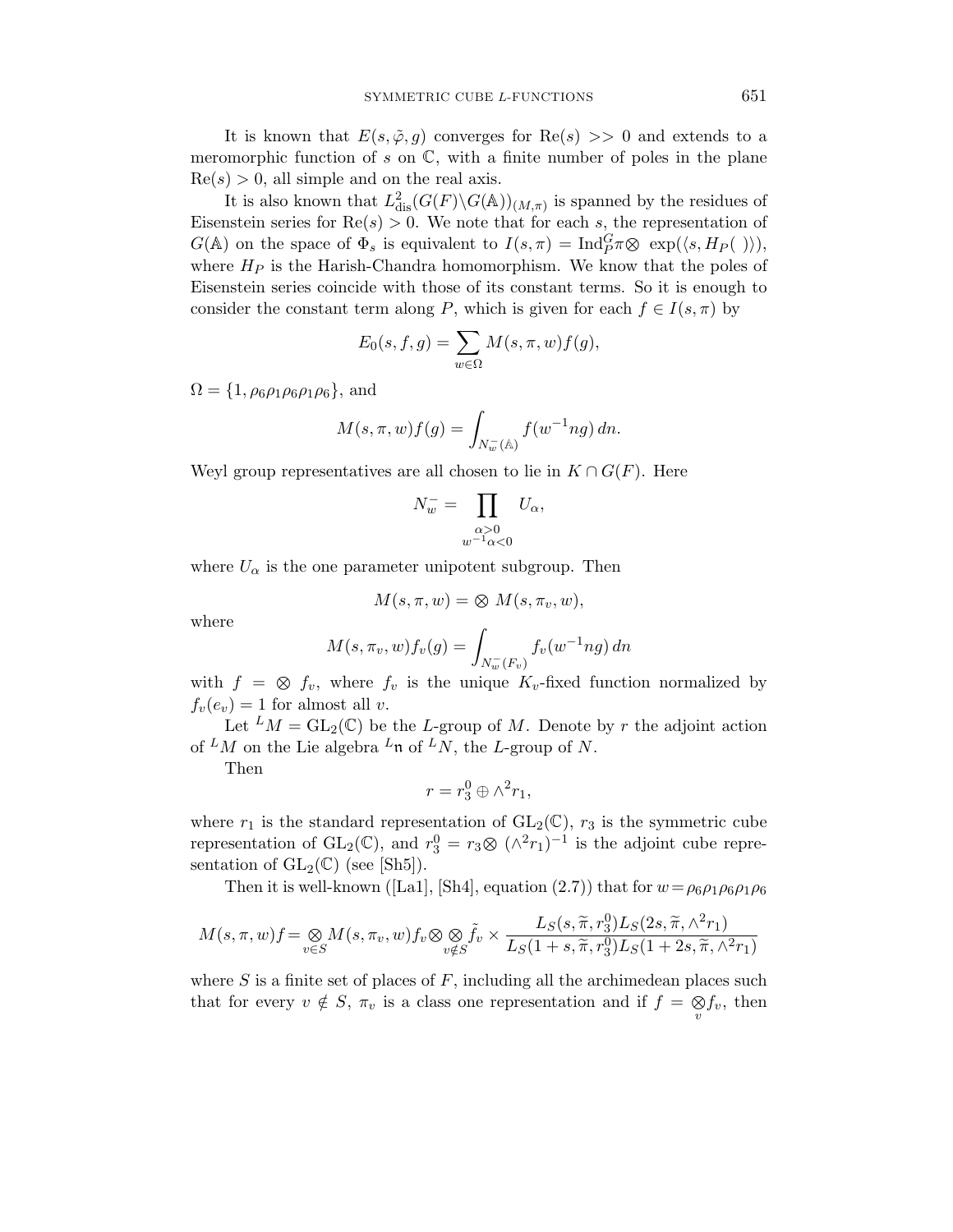It is known that $E(s, \tilde{\varphi}, g)$ converges for $\mathrm{Re}(s) >> 0$ and extends to a meromorphic function of $s$ on $\mathbb{C}$, with a finite number of poles in the plane $\mathrm{Re}(s) > 0$, all simple and on the real axis.

It is also known that $L^2_{\mathrm{dis}}(G(F)\backslash G(\mathbb{A}))_{(M,\pi)}$ is spanned by the residues of Eisenstein series for $\mathrm{Re}(s) > 0$. We note that for each $s$, the representation of $G(\mathbb{A})$ on the space of $\Phi_s$ is equivalent to $I(s, \pi) = \mathrm{Ind}_P^G \pi \otimes\ \exp(\langle s, H_P(\ )\rangle)$, where $H_P$ is the Harish-Chandra homomorphism. We know that the poles of Eisenstein series coincide with those of its constant terms. So it is enough to consider the constant term along $P$, which is given for each $f \in I(s, \pi)$ by

$$E_0(s, f, g) = \sum_{w \in \Omega} M(s, \pi, w) f(g),$$

$\Omega = \{1, \rho_6\rho_1\rho_6\rho_1\rho_6\}$, and

$$M(s, \pi, w) f(g) = \int_{N_w^-(\mathbb{A})} f(w^{-1} n g)\, dn.$$

Weyl group representatives are all chosen to lie in $K \cap G(F)$. Here

$$N_w^- = \prod_{\substack{\alpha > 0 \\ w^{-1}\alpha < 0}} U_\alpha,$$

where $U_\alpha$ is the one parameter unipotent subgroup. Then

$$M(s, \pi, w) = \otimes\ M(s, \pi_v, w),$$

where

$$M(s, \pi_v, w) f_v(g) = \int_{N_w^-(F_v)} f_v(w^{-1} n g)\, dn$$

with $f = \otimes f_v$, where $f_v$ is the unique $K_v$-fixed function normalized by $f_v(e_v) = 1$ for almost all $v$.

Let ${}^L M = \mathrm{GL}_2(\mathbb{C})$ be the $L$-group of $M$. Denote by $r$ the adjoint action of ${}^L M$ on the Lie algebra ${}^L\mathfrak{n}$ of ${}^L N$, the $L$-group of $N$.

Then

$$r = r_3^0 \oplus \wedge^2 r_1,$$

where $r_1$ is the standard representation of $\mathrm{GL}_2(\mathbb{C})$, $r_3$ is the symmetric cube representation of $\mathrm{GL}_2(\mathbb{C})$, and $r_3^0 = r_3 \otimes\ (\wedge^2 r_1)^{-1}$ is the adjoint cube representation of $\mathrm{GL}_2(\mathbb{C})$ (see [Sh5]).

Then it is well-known ([La1], [Sh4], equation (2.7)) that for $w = \rho_6\rho_1\rho_6\rho_1\rho_6$

$$M(s, \pi, w) f = \underset{v \in S}{\otimes} M(s, \pi_v, w) f_v \otimes \underset{v \notin S}{\otimes} \tilde{f}_v \times \frac{L_S(s, \widetilde{\pi}, r_3^0) L_S(2s, \widetilde{\pi}, \wedge^2 r_1)}{L_S(1+s, \widetilde{\pi}, r_3^0) L_S(1+2s, \widetilde{\pi}, \wedge^2 r_1)}$$

where $S$ is a finite set of places of $F$, including all the archimedean places such that for every $v \notin S$, $\pi_v$ is a class one representation and if $f = \underset{v}{\otimes} f_v$, then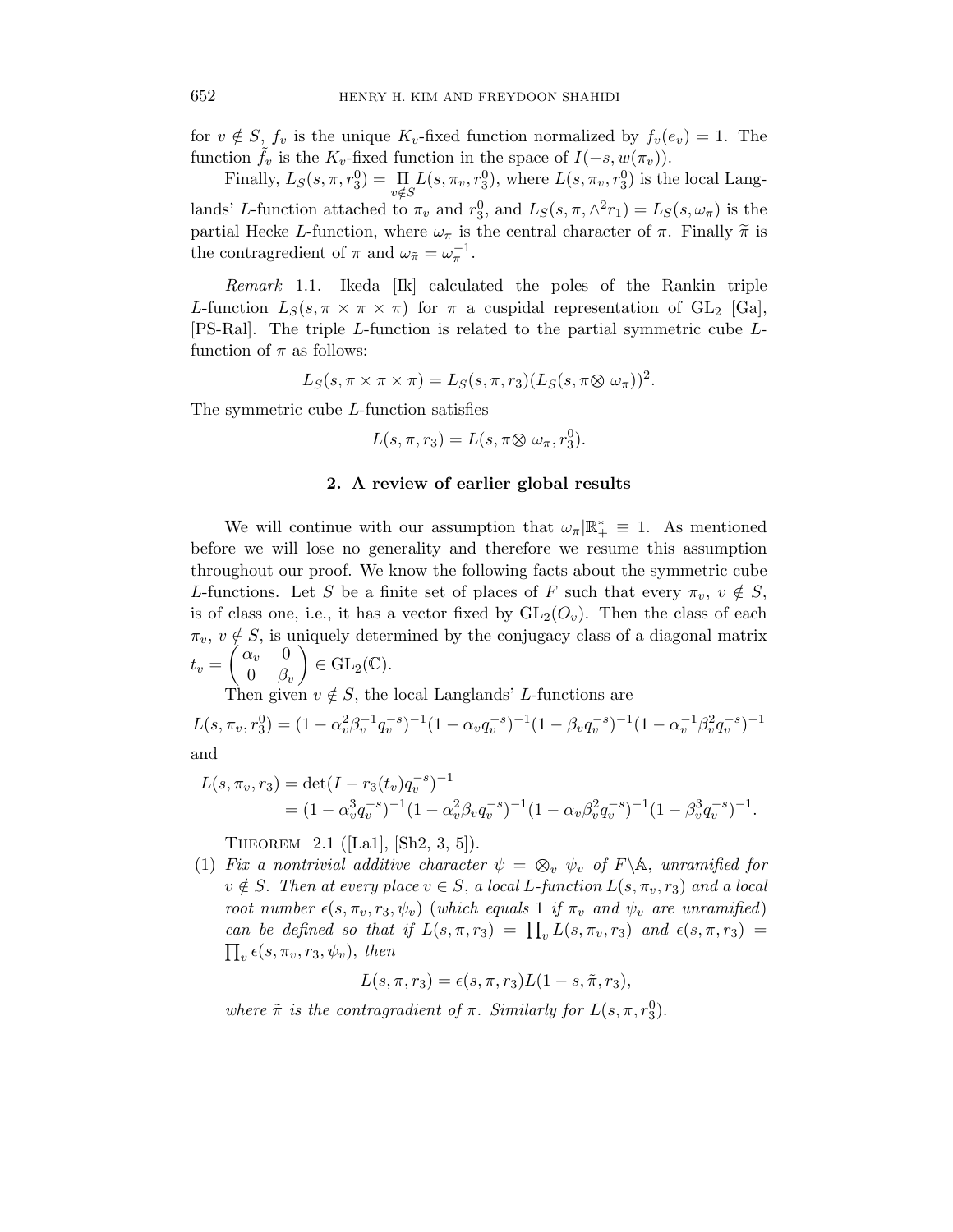for $v \notin S$, $f_v$ is the unique $K_v$-fixed function normalized by $f_v(e_v) = 1$. The function $\tilde{f}_v$ is the $K_v$-fixed function in the space of $I(-s, w(\pi_v))$.

Finally, $L_S(s, \pi, r_3^0) = \prod_{v \notin S} L(s, \pi_v, r_3^0)$, where $L(s, \pi_v, r_3^0)$ is the local Langlands' $L$-function attached to $\pi_v$ and $r_3^0$, and $L_S(s, \pi, \wedge^2 r_1) = L_S(s, \omega_\pi)$ is the partial Hecke $L$-function, where $\omega_\pi$ is the central character of $\pi$. Finally $\widetilde{\pi}$ is the contragredient of $\pi$ and $\omega_{\tilde{\pi}} = \omega_\pi^{-1}$.

*Remark* 1.1. Ikeda [Ik] calculated the poles of the Rankin triple $L$-function $L_S(s, \pi \times \pi \times \pi)$ for $\pi$ a cuspidal representation of $\mathrm{GL}_2$ [Ga], [PS-Ral]. The triple $L$-function is related to the partial symmetric cube $L$-function of $\pi$ as follows:

$$L_S(s, \pi \times \pi \times \pi) = L_S(s, \pi, r_3)(L_S(s, \pi \otimes \omega_\pi))^2.$$

The symmetric cube $L$-function satisfies

$$L(s, \pi, r_3) = L(s, \pi \otimes \omega_\pi, r_3^0).$$

## 2. A review of earlier global results

We will continue with our assumption that $\omega_\pi | \mathbb{R}_+^* \equiv 1$. As mentioned before we will lose no generality and therefore we resume this assumption throughout our proof. We know the following facts about the symmetric cube $L$-functions. Let $S$ be a finite set of places of $F$ such that every $\pi_v$, $v \notin S$, is of class one, i.e., it has a vector fixed by $\mathrm{GL}_2(O_v)$. Then the class of each $\pi_v$, $v \notin S$, is uniquely determined by the conjugacy class of a diagonal matrix $t_v = \begin{pmatrix} \alpha_v & 0 \\ 0 & \beta_v \end{pmatrix} \in \mathrm{GL}_2(\mathbb{C})$.

Then given $v \notin S$, the local Langlands' $L$-functions are

$$L(s, \pi_v, r_3^0) = (1 - \alpha_v^2 \beta_v^{-1} q_v^{-s})^{-1} (1 - \alpha_v q_v^{-s})^{-1} (1 - \beta_v q_v^{-s})^{-1} (1 - \alpha_v^{-1} \beta_v^2 q_v^{-s})^{-1}$$

and

$$\begin{aligned} L(s, \pi_v, r_3) &= \det(I - r_3(t_v) q_v^{-s})^{-1} \\ &= (1 - \alpha_v^3 q_v^{-s})^{-1} (1 - \alpha_v^2 \beta_v q_v^{-s})^{-1} (1 - \alpha_v \beta_v^2 q_v^{-s})^{-1} (1 - \beta_v^3 q_v^{-s})^{-1}. \end{aligned}$$

Theorem 2.1 ([La1], [Sh2, 3, 5]).

(1) *Fix a nontrivial additive character $\psi = \otimes_v \psi_v$ of $F \backslash \mathbb{A}$, unramified for $v \notin S$. Then at every place $v \in S$, a local $L$-function $L(s, \pi_v, r_3)$ and a local root number $\epsilon(s, \pi_v, r_3, \psi_v)$ (which equals 1 if $\pi_v$ and $\psi_v$ are unramified) can be defined so that if $L(s, \pi, r_3) = \prod_v L(s, \pi_v, r_3)$ and $\epsilon(s, \pi, r_3) = \prod_v \epsilon(s, \pi_v, r_3, \psi_v)$, then*

$$L(s, \pi, r_3) = \epsilon(s, \pi, r_3) L(1 - s, \tilde{\pi}, r_3),$$

*where $\tilde{\pi}$ is the contragradient of $\pi$. Similarly for $L(s, \pi, r_3^0)$.*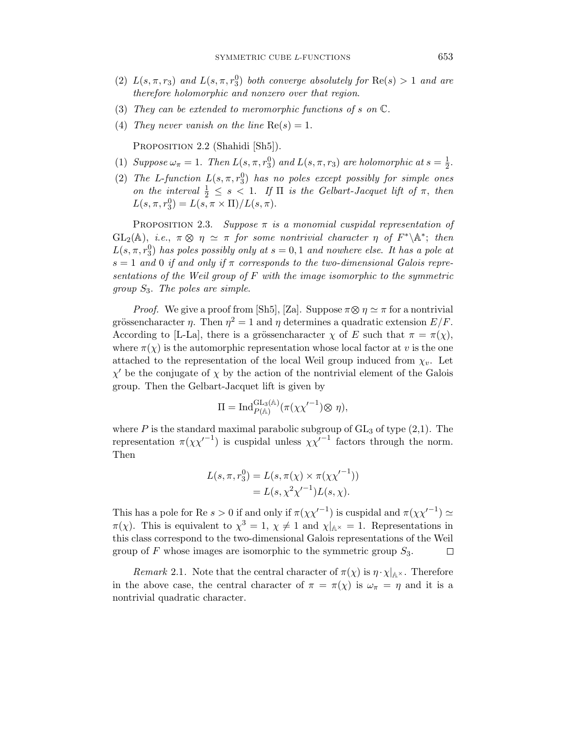(2) *$L(s,\pi,r_3)$ and $L(s,\pi,r_3^0)$ both converge absolutely for $\mathrm{Re}(s) > 1$ and are therefore holomorphic and nonzero over that region.*

(3) *They can be extended to meromorphic functions of $s$ on $\mathbb{C}$.*

(4) *They never vanish on the line $\mathrm{Re}(s) = 1$.*

Proposition 2.2 (Shahidi [Sh5]).

(1) *Suppose $\omega_\pi = 1$. Then $L(s,\pi,r_3^0)$ and $L(s,\pi,r_3)$ are holomorphic at $s = \frac{1}{2}$.*

(2) *The L-function $L(s,\pi,r_3^0)$ has no poles except possibly for simple ones on the interval $\frac{1}{2} \le s < 1$. If $\Pi$ is the Gelbart-Jacquet lift of $\pi$, then $L(s,\pi,r_3^0) = L(s,\pi\times\Pi)/L(s,\pi)$.*

Proposition 2.3. *Suppose $\pi$ is a monomial cuspidal representation of $\mathrm{GL}_2(\mathbb{A})$, i.e., $\pi\otimes\eta \simeq \pi$ for some nontrivial character $\eta$ of $F^*\backslash\mathbb{A}^*$; then $L(s,\pi,r_3^0)$ has poles possibly only at $s = 0, 1$ and nowhere else. It has a pole at $s = 1$ and $0$ if and only if $\pi$ corresponds to the two-dimensional Galois representations of the Weil group of $F$ with the image isomorphic to the symmetric group $S_3$. The poles are simple.*

*Proof.* We give a proof from [Sh5], [Za]. Suppose $\pi\otimes\eta \simeq \pi$ for a nontrivial grössencharacter $\eta$. Then $\eta^2 = 1$ and $\eta$ determines a quadratic extension $E/F$. According to [L-La], there is a grössencharacter $\chi$ of $E$ such that $\pi = \pi(\chi)$, where $\pi(\chi)$ is the automorphic representation whose local factor at $v$ is the one attached to the representation of the local Weil group induced from $\chi_v$. Let $\chi'$ be the conjugate of $\chi$ by the action of the nontrivial element of the Galois group. Then the Gelbart-Jacquet lift is given by

$$\Pi = \mathrm{Ind}_{P(\mathbb{A})}^{\mathrm{GL}_3(\mathbb{A})}(\pi(\chi{\chi'}^{-1})\otimes\eta),$$

where $P$ is the standard maximal parabolic subgroup of $\mathrm{GL}_3$ of type (2,1). The representation $\pi(\chi{\chi'}^{-1})$ is cuspidal unless $\chi{\chi'}^{-1}$ factors through the norm. Then

$$\begin{aligned} L(s,\pi,r_3^0) &= L(s,\pi(\chi)\times\pi(\chi{\chi'}^{-1})) \\ &= L(s,\chi^2{\chi'}^{-1})L(s,\chi). \end{aligned}$$

This has a pole for Re $s > 0$ if and only if $\pi(\chi{\chi'}^{-1})$ is cuspidal and $\pi(\chi{\chi'}^{-1}) \simeq \pi(\chi)$. This is equivalent to $\chi^3 = 1$, $\chi \ne 1$ and $\chi|_{\mathbb{A}^\times} = 1$. Representations in this class correspond to the two-dimensional Galois representations of the Weil group of $F$ whose images are isomorphic to the symmetric group $S_3$. $\square$

*Remark* 2.1. Note that the central character of $\pi(\chi)$ is $\eta\cdot\chi|_{\mathbb{A}^\times}$. Therefore in the above case, the central character of $\pi = \pi(\chi)$ is $\omega_\pi = \eta$ and it is a nontrivial quadratic character.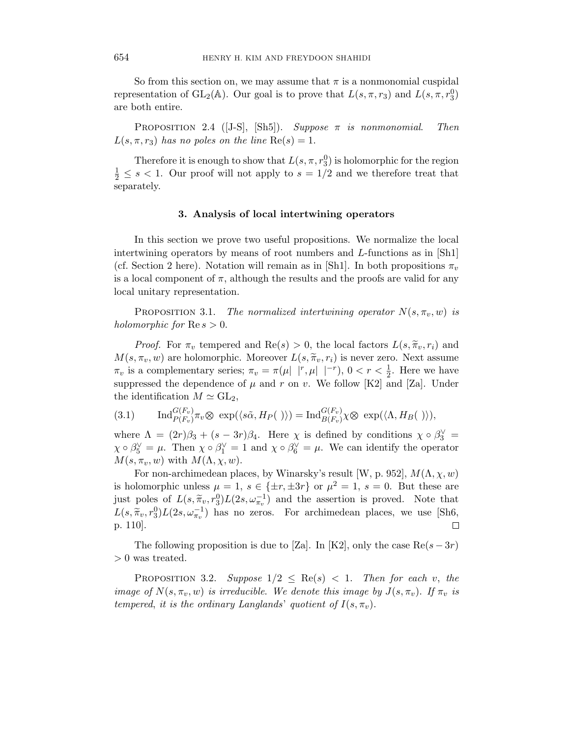So from this section on, we may assume that $\pi$ is a nonmonomial cuspidal representation of $\mathrm{GL}_2(\mathbb{A})$. Our goal is to prove that $L(s, \pi, r_3)$ and $L(s, \pi, r_3^0)$ are both entire.

PROPOSITION 2.4 ([J-S], [Sh5]). *Suppose $\pi$ is nonmonomial. Then $L(s, \pi, r_3)$ has no poles on the line $\mathrm{Re}(s) = 1$.*

Therefore it is enough to show that $L(s, \pi, r_3^0)$ is holomorphic for the region $\frac{1}{2} \leq s < 1$. Our proof will not apply to $s = 1/2$ and we therefore treat that separately.

### 3. Analysis of local intertwining operators

In this section we prove two useful propositions. We normalize the local intertwining operators by means of root numbers and $L$-functions as in [Sh1] (cf. Section 2 here). Notation will remain as in [Sh1]. In both propositions $\pi_v$ is a local component of $\pi$, although the results and the proofs are valid for any local unitary representation.

PROPOSITION 3.1. *The normalized intertwining operator $N(s, \pi_v, w)$ is holomorphic for $\mathrm{Re}\, s > 0$.*

*Proof.* For $\pi_v$ tempered and $\mathrm{Re}(s) > 0$, the local factors $L(s, \widetilde{\pi}_v, r_i)$ and $M(s, \pi_v, w)$ are holomorphic. Moreover $L(s, \widetilde{\pi}_v, r_i)$ is never zero. Next assume $\pi_v$ is a complementary series; $\pi_v = \pi(\mu|\ |^r, \mu|\ |^{-r})$, $0 < r < \frac{1}{2}$. Here we have suppressed the dependence of $\mu$ and $r$ on $v$. We follow [K2] and [Za]. Under the identification $M \simeq \mathrm{GL}_2$,

$$
(3.1) \qquad \mathrm{Ind}_{P(F_v)}^{G(F_v)} \pi_v \otimes \exp(\langle s\tilde{\alpha}, H_P(\ )\rangle) = \mathrm{Ind}_{B(F_v)}^{G(F_v)} \chi \otimes \exp(\langle \Lambda, H_B(\ )\rangle),
$$

where $\Lambda = (2r)\beta_3 + (s - 3r)\beta_4$. Here $\chi$ is defined by conditions $\chi \circ \beta_3^\vee = \chi \circ \beta_5^\vee = \mu$. Then $\chi \circ \beta_1^\vee = 1$ and $\chi \circ \beta_6^\vee = \mu$. We can identify the operator $M(s, \pi_v, w)$ with $M(\Lambda, \chi, w)$.

For non-archimedean places, by Winarsky's result [W, p. 952], $M(\Lambda, \chi, w)$ is holomorphic unless $\mu = 1$, $s \in \{\pm r, \pm 3r\}$ or $\mu^2 = 1$, $s = 0$. But these are just poles of $L(s, \widetilde{\pi}_v, r_3^0) L(2s, \omega_{\pi_v}^{-1})$ and the assertion is proved. Note that $L(s, \widetilde{\pi}_v, r_3^0) L(2s, \omega_{\pi_v}^{-1})$ has no zeros. For archimedean places, we use [Sh6, p. 110]. $\square$

The following proposition is due to [Za]. In [K2], only the case $\mathrm{Re}(s - 3r) > 0$ was treated.

PROPOSITION 3.2. *Suppose $1/2 \leq \mathrm{Re}(s) < 1$. Then for each $v$, the image of $N(s, \pi_v, w)$ is irreducible. We denote this image by $J(s, \pi_v)$. If $\pi_v$ is tempered, it is the ordinary Langlands' quotient of $I(s, \pi_v)$.*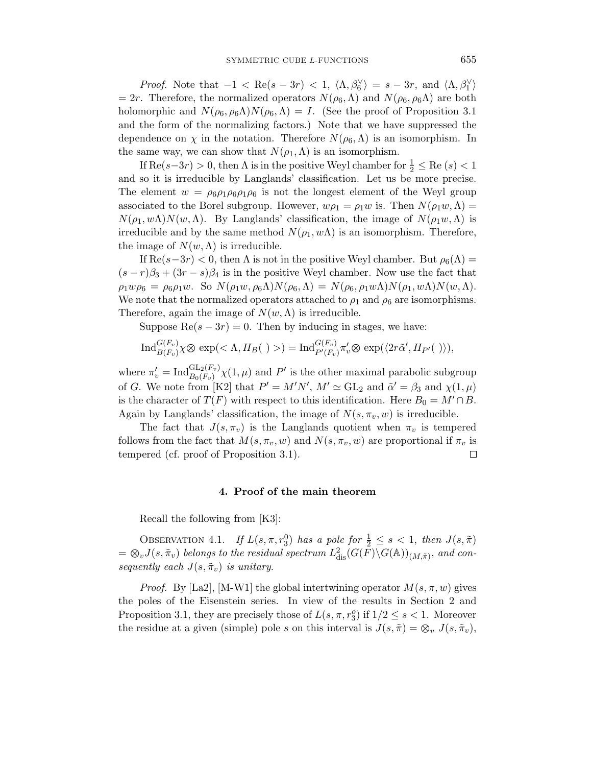*Proof.* Note that $-1 < \mathrm{Re}(s-3r) < 1$, $\langle \Lambda, \beta_6^\vee \rangle = s - 3r$, and $\langle \Lambda, \beta_1^\vee \rangle = 2r$. Therefore, the normalized operators $N(\rho_6, \Lambda)$ and $N(\rho_6, \rho_6\Lambda)$ are both holomorphic and $N(\rho_6, \rho_6\Lambda)N(\rho_6, \Lambda) = I$. (See the proof of Proposition 3.1 and the form of the normalizing factors.) Note that we have suppressed the dependence on $\chi$ in the notation. Therefore $N(\rho_6, \Lambda)$ is an isomorphism. In the same way, we can show that $N(\rho_1, \Lambda)$ is an isomorphism.

If $\mathrm{Re}(s-3r) > 0$, then $\Lambda$ is in the positive Weyl chamber for $\frac{1}{2} \leq \mathrm{Re}\,(s) < 1$ and so it is irreducible by Langlands' classification. Let us be more precise. The element $w = \rho_6\rho_1\rho_6\rho_1\rho_6$ is not the longest element of the Weyl group associated to the Borel subgroup. However, $w\rho_1 = \rho_1 w$ is. Then $N(\rho_1 w, \Lambda) = N(\rho_1, w\Lambda)N(w, \Lambda)$. By Langlands' classification, the image of $N(\rho_1 w, \Lambda)$ is irreducible and by the same method $N(\rho_1, w\Lambda)$ is an isomorphism. Therefore, the image of $N(w, \Lambda)$ is irreducible.

If $\mathrm{Re}(s-3r) < 0$, then $\Lambda$ is not in the positive Weyl chamber. But $\rho_6(\Lambda) = (s-r)\beta_3 + (3r-s)\beta_4$ is in the positive Weyl chamber. Now use the fact that $\rho_1 w \rho_6 = \rho_6\rho_1 w$. So $N(\rho_1 w, \rho_6\Lambda)N(\rho_6, \Lambda) = N(\rho_6, \rho_1 w\Lambda)N(\rho_1, w\Lambda)N(w, \Lambda)$. We note that the normalized operators attached to $\rho_1$ and $\rho_6$ are isomorphisms. Therefore, again the image of $N(w, \Lambda)$ is irreducible.

Suppose $\mathrm{Re}(s-3r) = 0$. Then by inducing in stages, we have:

$$\mathrm{Ind}_{B(F_v)}^{G(F_v)} \chi \otimes \exp(< \Lambda, H_B(\ ) >) = \mathrm{Ind}_{P'(F_v)}^{G(F_v)} \pi_v' \otimes \exp(\langle 2r\tilde{\alpha}', H_{P'}(\ )\rangle),$$

where $\pi_v' = \mathrm{Ind}_{B_0(F_v)}^{\mathrm{GL}_2(F_v)} \chi(1, \mu)$ and $P'$ is the other maximal parabolic subgroup of $G$. We note from [K2] that $P' = M'N'$, $M' \simeq \mathrm{GL}_2$ and $\tilde{\alpha}' = \beta_3$ and $\chi(1,\mu)$ is the character of $T(F)$ with respect to this identification. Here $B_0 = M' \cap B$. Again by Langlands' classification, the image of $N(s, \pi_v, w)$ is irreducible.

The fact that $J(s, \pi_v)$ is the Langlands quotient when $\pi_v$ is tempered follows from the fact that $M(s, \pi_v, w)$ and $N(s, \pi_v, w)$ are proportional if $\pi_v$ is tempered (cf. proof of Proposition 3.1). ◻

## 4. Proof of the main theorem

Recall the following from [K3]:

Observation 4.1. *If $L(s, \pi, r_3^0)$ has a pole for $\frac{1}{2} \leq s < 1$, then $J(s, \tilde{\pi}) = \otimes_v J(s, \tilde{\pi}_v)$ belongs to the residual spectrum $L^2_{\mathrm{dis}}(G(F)\backslash G(\mathbb{A}))_{(M,\tilde{\pi})}$, and consequently each $J(s, \tilde{\pi}_v)$ is unitary.*

*Proof.* By [La2], [M-W1] the global intertwining operator $M(s, \pi, w)$ gives the poles of the Eisenstein series. In view of the results in Section 2 and Proposition 3.1, they are precisely those of $L(s, \pi, r_3^o)$ if $1/2 \leq s < 1$. Moreover the residue at a given (simple) pole $s$ on this interval is $J(s, \tilde{\pi}) = \otimes_v J(s, \tilde{\pi}_v)$,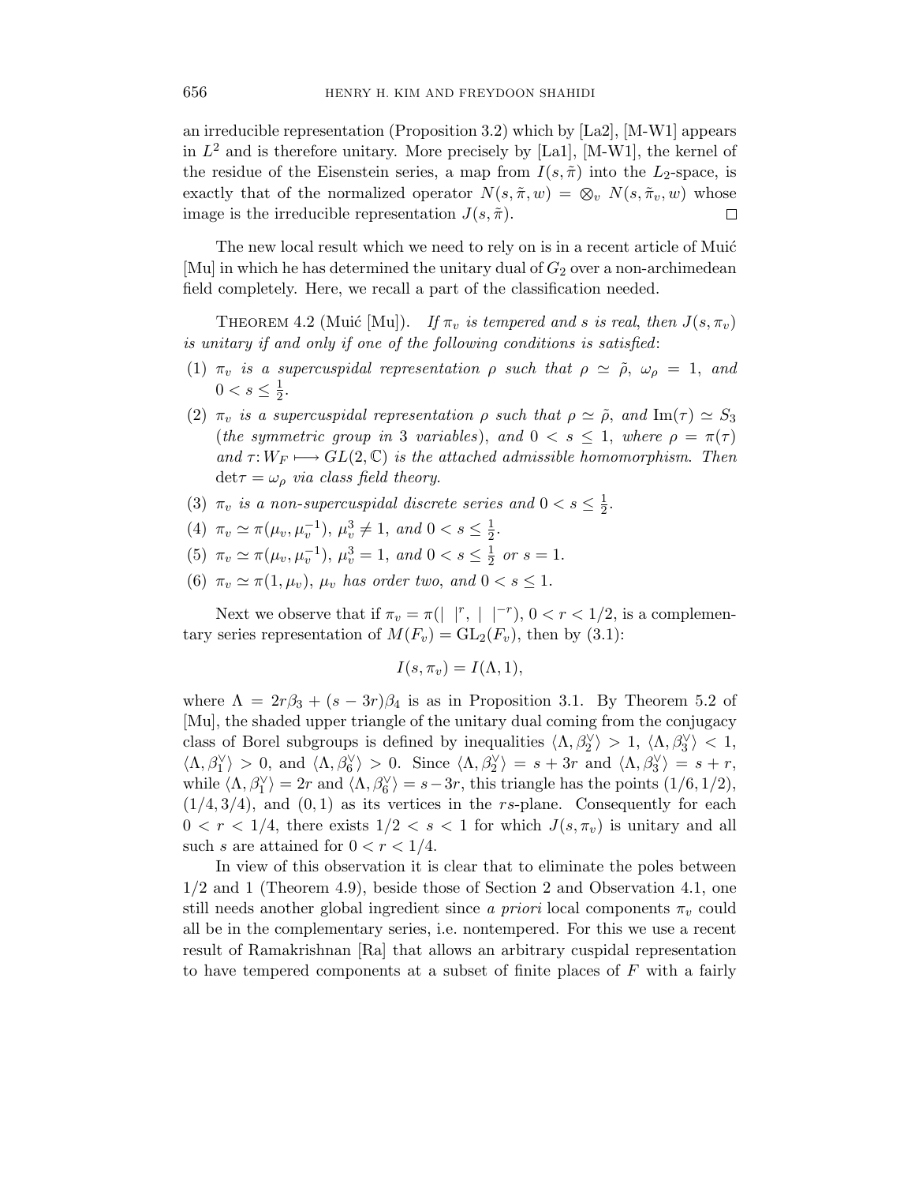an irreducible representation (Proposition 3.2) which by [La2], [M-W1] appears in $L^2$ and is therefore unitary. More precisely by [La1], [M-W1], the kernel of the residue of the Eisenstein series, a map from $I(s, \tilde{\pi})$ into the $L_2$-space, is exactly that of the normalized operator $N(s, \tilde{\pi}, w) = \otimes_v N(s, \tilde{\pi}_v, w)$ whose image is the irreducible representation $J(s, \tilde{\pi})$. $\square$

The new local result which we need to rely on is in a recent article of Muić [Mu] in which he has determined the unitary dual of $G_2$ over a non-archimedean field completely. Here, we recall a part of the classification needed.

Theorem 4.2 (Muić [Mu]). *If $\pi_v$ is tempered and $s$ is real, then $J(s, \pi_v)$ is unitary if and only if one of the following conditions is satisfied*:

1. *$\pi_v$ is a supercuspidal representation $\rho$ such that $\rho \simeq \tilde{\rho}$, $\omega_\rho = 1$, and $0 < s \leq \frac{1}{2}$.*
2. *$\pi_v$ is a supercuspidal representation $\rho$ such that $\rho \simeq \tilde{\rho}$, and $\mathrm{Im}(\tau) \simeq S_3$ (the symmetric group in 3 variables), and $0 < s \leq 1$, where $\rho = \pi(\tau)$ and $\tau : W_F \longmapsto GL(2, \mathbb{C})$ is the attached admissible homomorphism. Then $\det\tau = \omega_\rho$ via class field theory.*
3. *$\pi_v$ is a non-supercuspidal discrete series and $0 < s \leq \frac{1}{2}$.*
4. *$\pi_v \simeq \pi(\mu_v, \mu_v^{-1})$, $\mu_v^3 \neq 1$, and $0 < s \leq \frac{1}{2}$.*
5. *$\pi_v \simeq \pi(\mu_v, \mu_v^{-1})$, $\mu_v^3 = 1$, and $0 < s \leq \frac{1}{2}$ or $s = 1$.*
6. *$\pi_v \simeq \pi(1, \mu_v)$, $\mu_v$ has order two, and $0 < s \leq 1$.*

Next we observe that if $\pi_v = \pi(|\ |^r, |\ |^{-r})$, $0 < r < 1/2$, is a complementary series representation of $M(F_v) = \mathrm{GL}_2(F_v)$, then by (3.1):

$$I(s, \pi_v) = I(\Lambda, 1),$$

where $\Lambda = 2r\beta_3 + (s - 3r)\beta_4$ is as in Proposition 3.1. By Theorem 5.2 of [Mu], the shaded upper triangle of the unitary dual coming from the conjugacy class of Borel subgroups is defined by inequalities $\langle \Lambda, \beta_2^\vee \rangle > 1$, $\langle \Lambda, \beta_3^\vee \rangle < 1$, $\langle \Lambda, \beta_1^\vee \rangle > 0$, and $\langle \Lambda, \beta_6^\vee \rangle > 0$. Since $\langle \Lambda, \beta_2^\vee \rangle = s + 3r$ and $\langle \Lambda, \beta_3^\vee \rangle = s + r$, while $\langle \Lambda, \beta_1^\vee \rangle = 2r$ and $\langle \Lambda, \beta_6^\vee \rangle = s - 3r$, this triangle has the points $(1/6, 1/2)$, $(1/4, 3/4)$, and $(0, 1)$ as its vertices in the $rs$-plane. Consequently for each $0 < r < 1/4$, there exists $1/2 < s < 1$ for which $J(s, \pi_v)$ is unitary and all such $s$ are attained for $0 < r < 1/4$.

In view of this observation it is clear that to eliminate the poles between $1/2$ and $1$ (Theorem 4.9), beside those of Section 2 and Observation 4.1, one still needs another global ingredient since *a priori* local components $\pi_v$ could all be in the complementary series, i.e. nontempered. For this we use a recent result of Ramakrishnan [Ra] that allows an arbitrary cuspidal representation to have tempered components at a subset of finite places of $F$ with a fairly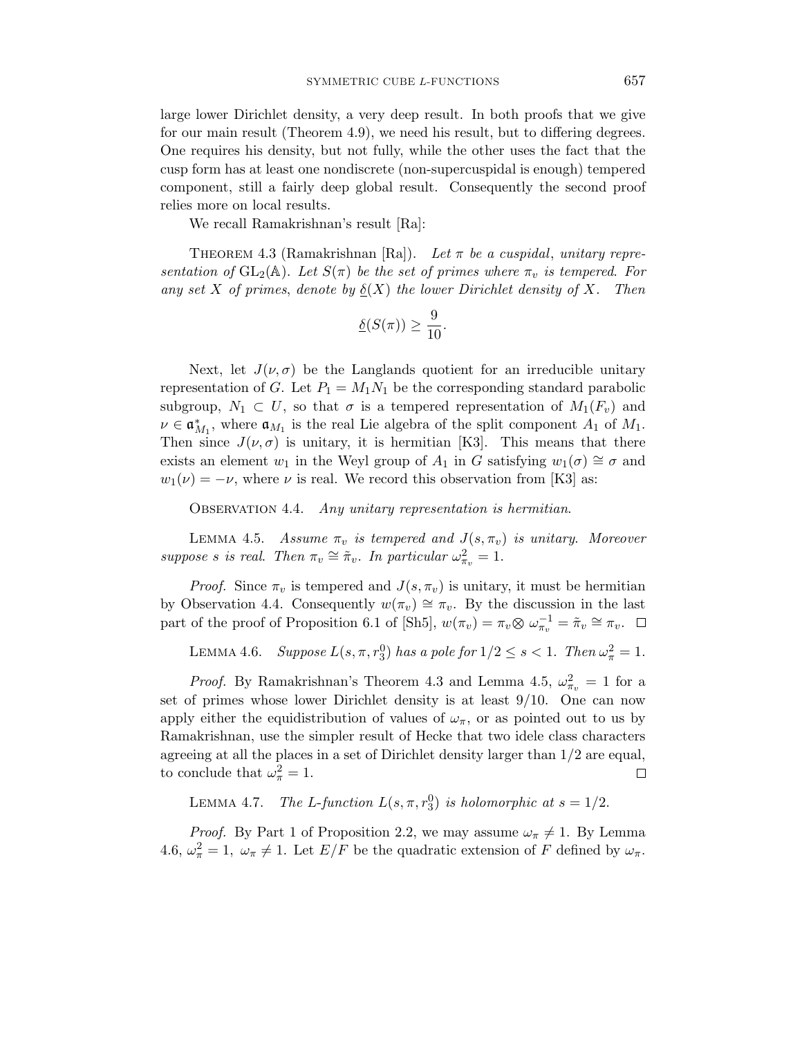large lower Dirichlet density, a very deep result. In both proofs that we give for our main result (Theorem 4.9), we need his result, but to differing degrees. One requires his density, but not fully, while the other uses the fact that the cusp form has at least one nondiscrete (non-supercuspidal is enough) tempered component, still a fairly deep global result. Consequently the second proof relies more on local results.

We recall Ramakrishnan's result [Ra]:

Theorem 4.3 (Ramakrishnan [Ra]). *Let $\pi$ be a cuspidal, unitary representation of $\mathrm{GL}_2(\mathbb{A})$. Let $S(\pi)$ be the set of primes where $\pi_v$ is tempered. For any set $X$ of primes, denote by $\underline{\delta}(X)$ the lower Dirichlet density of $X$. Then*

$$\underline{\delta}(S(\pi)) \geq \frac{9}{10}.$$

Next, let $J(\nu, \sigma)$ be the Langlands quotient for an irreducible unitary representation of $G$. Let $P_1 = M_1 N_1$ be the corresponding standard parabolic subgroup, $N_1 \subset U$, so that $\sigma$ is a tempered representation of $M_1(F_v)$ and $\nu \in \mathfrak{a}^*_{M_1}$, where $\mathfrak{a}_{M_1}$ is the real Lie algebra of the split component $A_1$ of $M_1$. Then since $J(\nu, \sigma)$ is unitary, it is hermitian [K3]. This means that there exists an element $w_1$ in the Weyl group of $A_1$ in $G$ satisfying $w_1(\sigma) \cong \sigma$ and $w_1(\nu) = -\nu$, where $\nu$ is real. We record this observation from [K3] as:

Observation 4.4. *Any unitary representation is hermitian.*

Lemma 4.5. *Assume $\pi_v$ is tempered and $J(s, \pi_v)$ is unitary. Moreover suppose $s$ is real. Then $\pi_v \cong \tilde{\pi}_v$. In particular $\omega^2_{\pi_v} = 1$.*

*Proof.* Since $\pi_v$ is tempered and $J(s, \pi_v)$ is unitary, it must be hermitian by Observation 4.4. Consequently $w(\pi_v) \cong \pi_v$. By the discussion in the last part of the proof of Proposition 6.1 of [Sh5], $w(\pi_v) = \pi_v \otimes \omega^{-1}_{\pi_v} = \tilde{\pi}_v \cong \pi_v$. □

Lemma 4.6. *Suppose $L(s, \pi, r^0_3)$ has a pole for $1/2 \leq s < 1$. Then $\omega^2_\pi = 1$.*

*Proof.* By Ramakrishnan's Theorem 4.3 and Lemma 4.5, $\omega^2_{\pi_v} = 1$ for a set of primes whose lower Dirichlet density is at least $9/10$. One can now apply either the equidistribution of values of $\omega_\pi$, or as pointed out to us by Ramakrishnan, use the simpler result of Hecke that two idele class characters agreeing at all the places in a set of Dirichlet density larger than $1/2$ are equal, to conclude that $\omega^2_\pi = 1$. □

Lemma 4.7. *The L-function $L(s, \pi, r^0_3)$ is holomorphic at $s = 1/2$.*

*Proof.* By Part 1 of Proposition 2.2, we may assume $\omega_\pi \neq 1$. By Lemma 4.6, $\omega^2_\pi = 1$, $\omega_\pi \neq 1$. Let $E/F$ be the quadratic extension of $F$ defined by $\omega_\pi$.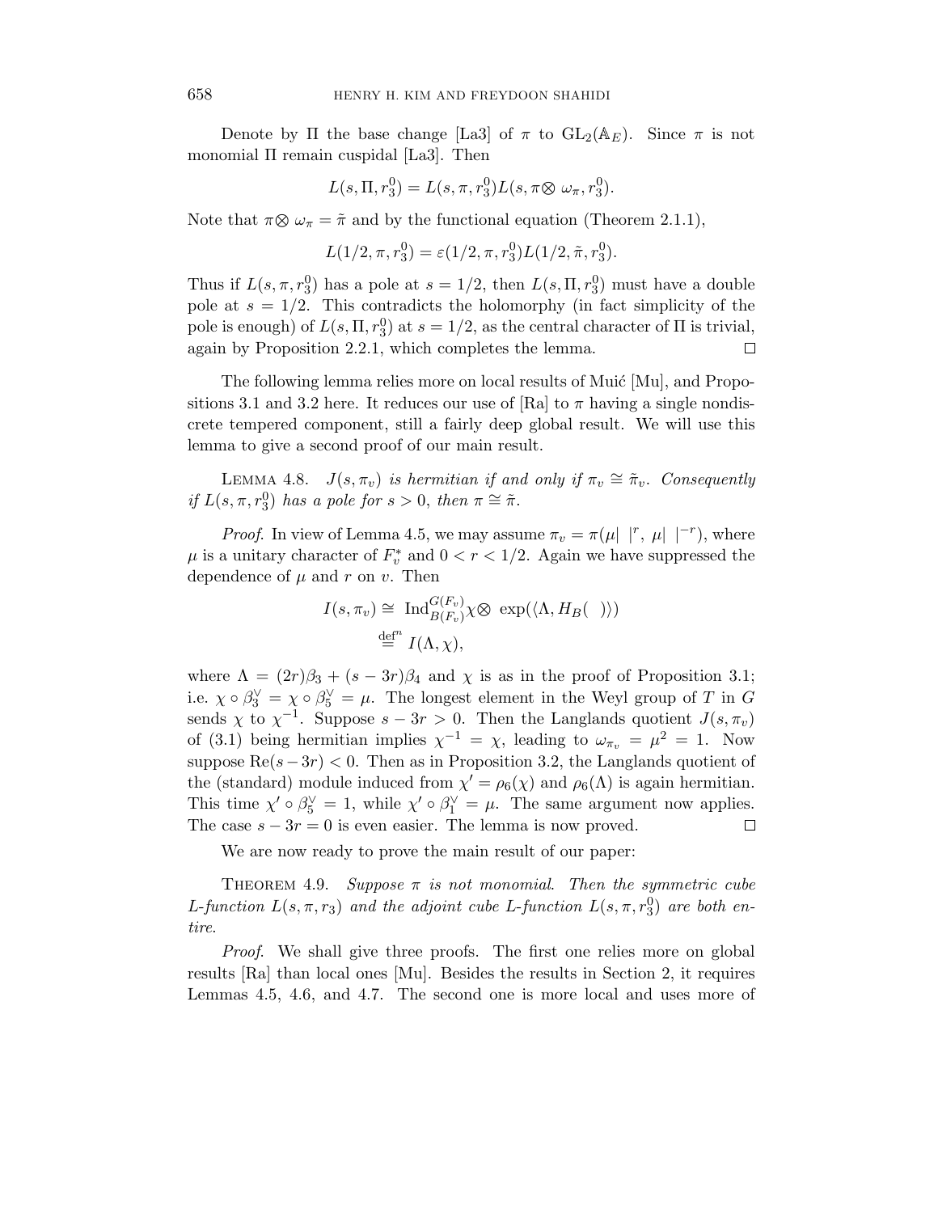Denote by $\Pi$ the base change [La3] of $\pi$ to $\mathrm{GL}_2(\mathbb{A}_E)$. Since $\pi$ is not monomial $\Pi$ remain cuspidal [La3]. Then

$$L(s, \Pi, r_3^0) = L(s, \pi, r_3^0) L(s, \pi \otimes \omega_\pi, r_3^0).$$

Note that $\pi \otimes \omega_\pi = \tilde{\pi}$ and by the functional equation (Theorem 2.1.1),

$$L(1/2, \pi, r_3^0) = \varepsilon(1/2, \pi, r_3^0) L(1/2, \tilde{\pi}, r_3^0).$$

Thus if $L(s, \pi, r_3^0)$ has a pole at $s = 1/2$, then $L(s, \Pi, r_3^0)$ must have a double pole at $s = 1/2$. This contradicts the holomorphy (in fact simplicity of the pole is enough) of $L(s, \Pi, r_3^0)$ at $s = 1/2$, as the central character of $\Pi$ is trivial, again by Proposition 2.2.1, which completes the lemma. □

The following lemma relies more on local results of Muić [Mu], and Propositions 3.1 and 3.2 here. It reduces our use of [Ra] to $\pi$ having a single nondiscrete tempered component, still a fairly deep global result. We will use this lemma to give a second proof of our main result.

Lemma 4.8. *$J(s, \pi_v)$ is hermitian if and only if $\pi_v \cong \tilde{\pi}_v$. Consequently if $L(s, \pi, r_3^0)$ has a pole for $s > 0$, then $\pi \cong \tilde{\pi}$.*

*Proof.* In view of Lemma 4.5, we may assume $\pi_v = \pi(\mu|\ \ |^r, \mu|\ \ |^{-r})$, where $\mu$ is a unitary character of $F_v^*$ and $0 < r < 1/2$. Again we have suppressed the dependence of $\mu$ and $r$ on $v$. Then

$$\begin{aligned} I(s, \pi_v) &\cong \mathrm{Ind}_{B(F_v)}^{G(F_v)} \chi \otimes \exp(\langle \Lambda, H_B(\ \ ) \rangle) \\ &\overset{\mathrm{def}^n}{=} I(\Lambda, \chi), \end{aligned}$$

where $\Lambda = (2r)\beta_3 + (s - 3r)\beta_4$ and $\chi$ is as in the proof of Proposition 3.1; i.e. $\chi \circ \beta_3^\vee = \chi \circ \beta_5^\vee = \mu$. The longest element in the Weyl group of $T$ in $G$ sends $\chi$ to $\chi^{-1}$. Suppose $s - 3r > 0$. Then the Langlands quotient $J(s, \pi_v)$ of (3.1) being hermitian implies $\chi^{-1} = \chi$, leading to $\omega_{\pi_v} = \mu^2 = 1$. Now suppose $\mathrm{Re}(s - 3r) < 0$. Then as in Proposition 3.2, the Langlands quotient of the (standard) module induced from $\chi' = \rho_6(\chi)$ and $\rho_6(\Lambda)$ is again hermitian. This time $\chi' \circ \beta_5^\vee = 1$, while $\chi' \circ \beta_1^\vee = \mu$. The same argument now applies. The case $s - 3r = 0$ is even easier. The lemma is now proved. □

We are now ready to prove the main result of our paper:

Theorem 4.9. *Suppose $\pi$ is not monomial. Then the symmetric cube L-function $L(s, \pi, r_3)$ and the adjoint cube L-function $L(s, \pi, r_3^0)$ are both entire.*

*Proof.* We shall give three proofs. The first one relies more on global results [Ra] than local ones [Mu]. Besides the results in Section 2, it requires Lemmas 4.5, 4.6, and 4.7. The second one is more local and uses more of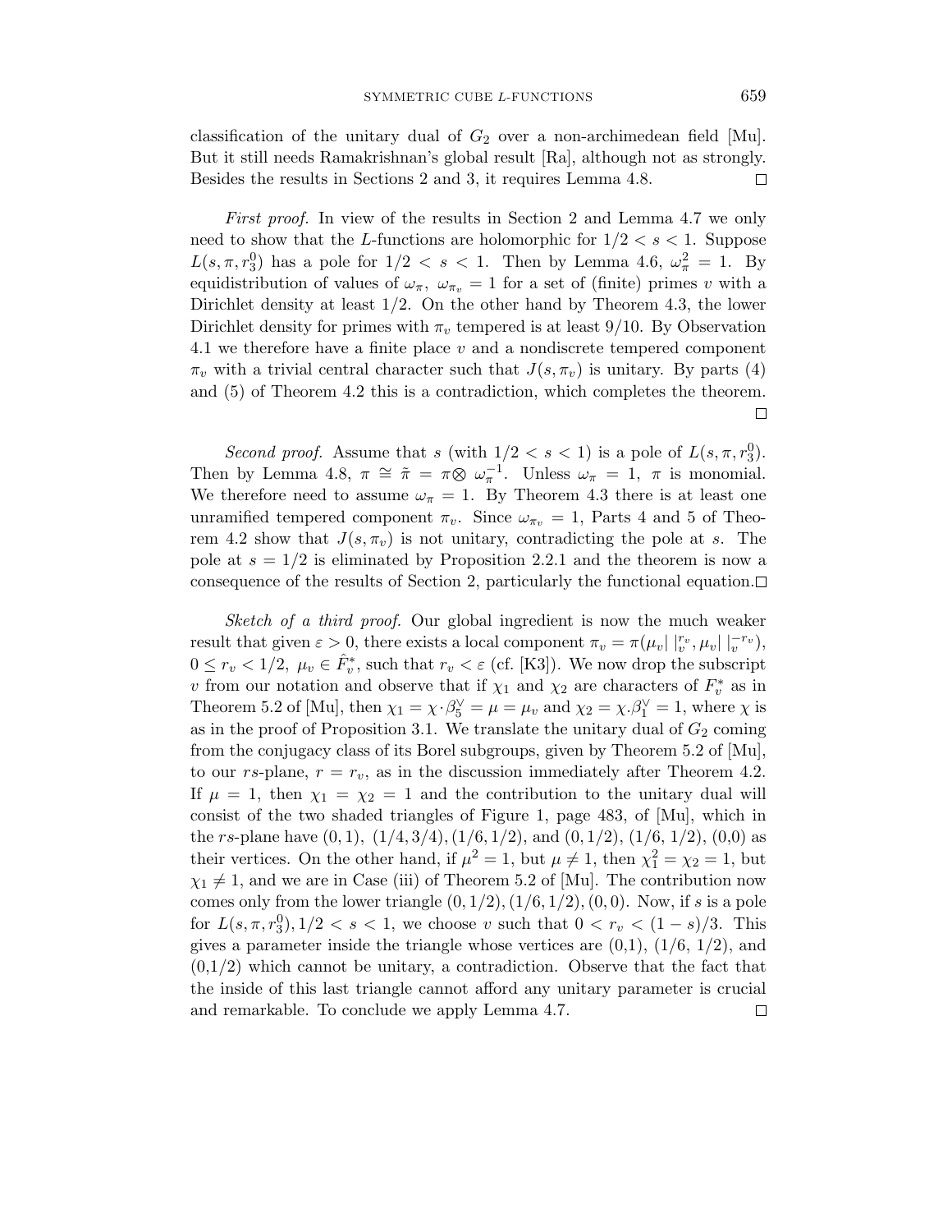classification of the unitary dual of $G_2$ over a non-archimedean field [Mu]. But it still needs Ramakrishnan's global result [Ra], although not as strongly. Besides the results in Sections 2 and 3, it requires Lemma 4.8. $\square$

*First proof.* In view of the results in Section 2 and Lemma 4.7 we only need to show that the $L$-functions are holomorphic for $1/2 < s < 1$. Suppose $L(s, \pi, r_3^0)$ has a pole for $1/2 < s < 1$. Then by Lemma 4.6, $\omega_\pi^2 = 1$. By equidistribution of values of $\omega_\pi$, $\omega_{\pi_v} = 1$ for a set of (finite) primes $v$ with a Dirichlet density at least $1/2$. On the other hand by Theorem 4.3, the lower Dirichlet density for primes with $\pi_v$ tempered is at least $9/10$. By Observation 4.1 we therefore have a finite place $v$ and a nondiscrete tempered component $\pi_v$ with a trivial central character such that $J(s, \pi_v)$ is unitary. By parts (4) and (5) of Theorem 4.2 this is a contradiction, which completes the theorem. $\square$

*Second proof.* Assume that $s$ (with $1/2 < s < 1$) is a pole of $L(s, \pi, r_3^0)$. Then by Lemma 4.8, $\pi \cong \tilde{\pi} = \pi \otimes\ \omega_\pi^{-1}$. Unless $\omega_\pi = 1$, $\pi$ is monomial. We therefore need to assume $\omega_\pi = 1$. By Theorem 4.3 there is at least one unramified tempered component $\pi_v$. Since $\omega_{\pi_v} = 1$, Parts 4 and 5 of Theorem 4.2 show that $J(s, \pi_v)$ is not unitary, contradicting the pole at $s$. The pole at $s = 1/2$ is eliminated by Proposition 2.2.1 and the theorem is now a consequence of the results of Section 2, particularly the functional equation. $\square$

*Sketch of a third proof.* Our global ingredient is now the much weaker result that given $\varepsilon > 0$, there exists a local component $\pi_v = \pi(\mu_v|\ |_v^{r_v}, \mu_v|\ |_v^{-r_v})$, $0 \le r_v < 1/2$, $\mu_v \in \hat{F}_v^*$, such that $r_v < \varepsilon$ (cf. [K3]). We now drop the subscript $v$ from our notation and observe that if $\chi_1$ and $\chi_2$ are characters of $F_v^*$ as in Theorem 5.2 of [Mu], then $\chi_1 = \chi \cdot \beta_5^\vee = \mu = \mu_v$ and $\chi_2 = \chi . \beta_1^\vee = 1$, where $\chi$ is as in the proof of Proposition 3.1. We translate the unitary dual of $G_2$ coming from the conjugacy class of its Borel subgroups, given by Theorem 5.2 of [Mu], to our $rs$-plane, $r = r_v$, as in the discussion immediately after Theorem 4.2. If $\mu = 1$, then $\chi_1 = \chi_2 = 1$ and the contribution to the unitary dual will consist of the two shaded triangles of Figure 1, page 483, of [Mu], which in the $rs$-plane have $(0, 1)$, $(1/4, 3/4), (1/6, 1/2)$, and $(0, 1/2)$, $(1/6,\ 1/2)$, $(0,0)$ as their vertices. On the other hand, if $\mu^2 = 1$, but $\mu \ne 1$, then $\chi_1^2 = \chi_2 = 1$, but $\chi_1 \ne 1$, and we are in Case (iii) of Theorem 5.2 of [Mu]. The contribution now comes only from the lower triangle $(0, 1/2), (1/6, 1/2), (0, 0)$. Now, if $s$ is a pole for $L(s, \pi, r_3^0), 1/2 < s < 1$, we choose $v$ such that $0 < r_v < (1 - s)/3$. This gives a parameter inside the triangle whose vertices are $(0,1)$, $(1/6,\ 1/2)$, and $(0,1/2)$ which cannot be unitary, a contradiction. Observe that the fact that the inside of this last triangle cannot afford any unitary parameter is crucial and remarkable. To conclude we apply Lemma 4.7. $\square$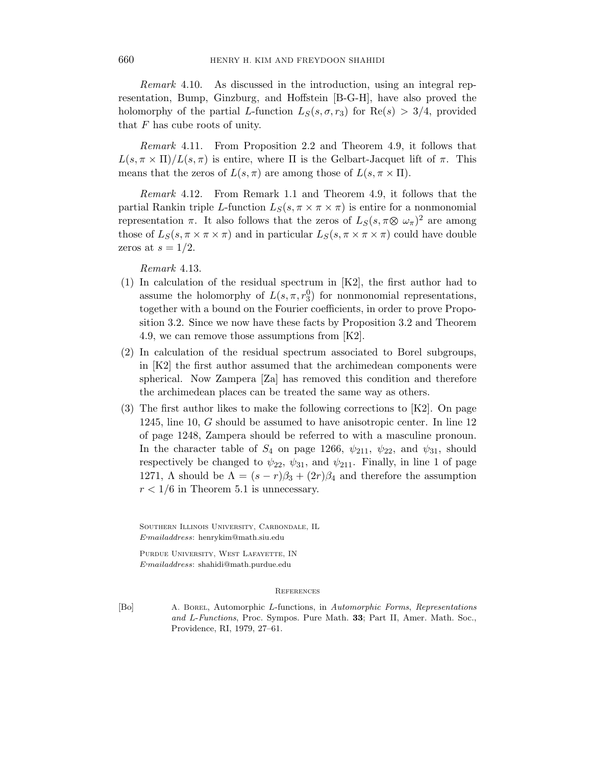*Remark* 4.10. As discussed in the introduction, using an integral representation, Bump, Ginzburg, and Hoffstein [B-G-H], have also proved the holomorphy of the partial $L$-function $L_S(s, \sigma, r_3)$ for $\mathrm{Re}(s) > 3/4$, provided that $F$ has cube roots of unity.

*Remark* 4.11. From Proposition 2.2 and Theorem 4.9, it follows that $L(s, \pi \times \Pi)/L(s, \pi)$ is entire, where $\Pi$ is the Gelbart-Jacquet lift of $\pi$. This means that the zeros of $L(s, \pi)$ are among those of $L(s, \pi \times \Pi)$.

*Remark* 4.12. From Remark 1.1 and Theorem 4.9, it follows that the partial Rankin triple $L$-function $L_S(s, \pi \times \pi \times \pi)$ is entire for a nonmonomial representation $\pi$. It also follows that the zeros of $L_S(s, \pi \otimes \omega_\pi)^2$ are among those of $L_S(s, \pi \times \pi \times \pi)$ and in particular $L_S(s, \pi \times \pi \times \pi)$ could have double zeros at $s = 1/2$.

*Remark* 4.13.

(1) In calculation of the residual spectrum in [K2], the first author had to assume the holomorphy of $L(s, \pi, r_3^0)$ for nonmonomial representations, together with a bound on the Fourier coefficients, in order to prove Proposition 3.2. Since we now have these facts by Proposition 3.2 and Theorem 4.9, we can remove those assumptions from [K2].

(2) In calculation of the residual spectrum associated to Borel subgroups, in [K2] the first author assumed that the archimedean components were spherical. Now Zampera [Za] has removed this condition and therefore the archimedean places can be treated the same way as others.

(3) The first author likes to make the following corrections to [K2]. On page 1245, line 10, $G$ should be assumed to have anisotropic center. In line 12 of page 1248, Zampera should be referred to with a masculine pronoun. In the character table of $S_4$ on page 1266, $\psi_{211}$, $\psi_{22}$, and $\psi_{31}$, should respectively be changed to $\psi_{22}$, $\psi_{31}$, and $\psi_{211}$. Finally, in line 1 of page 1271, $\Lambda$ should be $\Lambda = (s - r)\beta_3 + (2r)\beta_4$ and therefore the assumption $r < 1/6$ in Theorem 5.1 is unnecessary.

Southern Illinois University, Carbondale, IL
*E-mail address*: henrykim@math.siu.edu

Purdue University, West Lafayette, IN
*E-mail address*: shahidi@math.purdue.edu

## References

[Bo] A. Borel, Automorphic $L$-functions, in *Automorphic Forms, Representations and L-Functions*, Proc. Sympos. Pure Math. **33**; Part II, Amer. Math. Soc., Providence, RI, 1979, 27–61.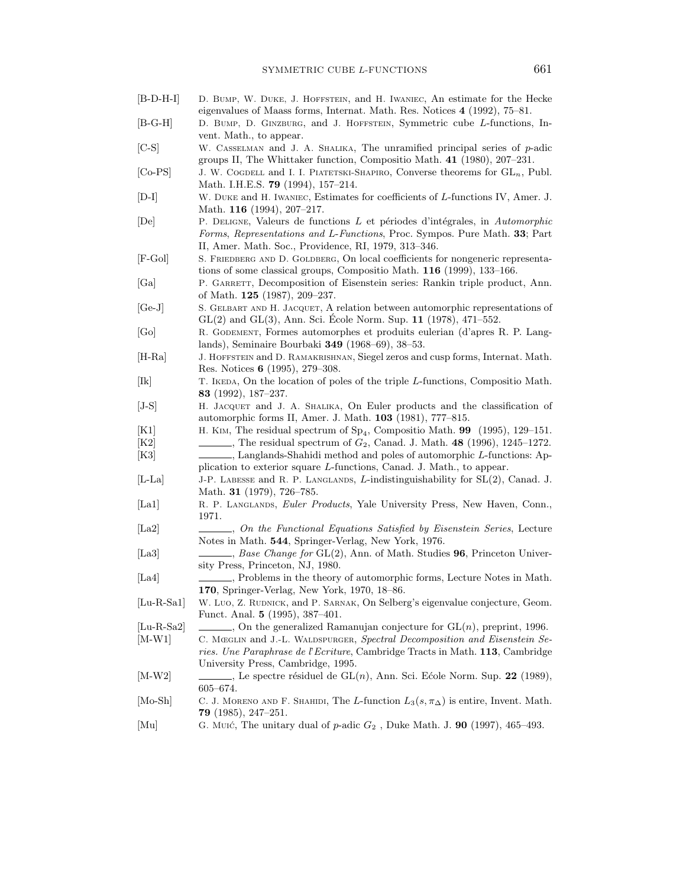[B-D-H-I] D. Bump, W. Duke, J. Hoffstein, and H. Iwaniec, An estimate for the Hecke eigenvalues of Maass forms, Internat. Math. Res. Notices **4** (1992), 75–81.

[B-G-H] D. Bump, D. Ginzburg, and J. Hoffstein, Symmetric cube $L$-functions, Invent. Math., to appear.

[C-S] W. Casselman and J. A. Shalika, The unramified principal series of $p$-adic groups II, The Whittaker function, Compositio Math. **41** (1980), 207–231.

[Co-PS] J. W. Cogdell and I. I. Piatetski-Shapiro, Converse theorems for $\mathrm{GL}_n$, Publ. Math. I.H.E.S. **79** (1994), 157–214.

[D-I] W. Duke and H. Iwaniec, Estimates for coefficients of $L$-functions IV, Amer. J. Math. **116** (1994), 207–217.

[De] P. Deligne, Valeurs de functions $L$ et périodes d'intégrales, in *Automorphic Forms, Representations and L-Functions*, Proc. Sympos. Pure Math. **33**; Part II, Amer. Math. Soc., Providence, RI, 1979, 313–346.

[F-Gol] S. Friedberg and D. Goldberg, On local coefficients for nongeneric representations of some classical groups, Compositio Math. **116** (1999), 133–166.

[Ga] P. Garrett, Decomposition of Eisenstein series: Rankin triple product, Ann. of Math. **125** (1987), 209–237.

[Ge-J] S. Gelbart and H. Jacquet, A relation between automorphic representations of GL(2) and GL(3), Ann. Sci. École Norm. Sup. **11** (1978), 471–552.

[Go] R. Godement, Formes automorphes et produits eulerian (d'apres R. P. Langlands), Seminaire Bourbaki **349** (1968–69), 38–53.

[H-Ra] J. Hoffstein and D. Ramakrishnan, Siegel zeros and cusp forms, Internat. Math. Res. Notices **6** (1995), 279–308.

[Ik] T. Ikeda, On the location of poles of the triple $L$-functions, Compositio Math. **83** (1992), 187–237.

[J-S] H. Jacquet and J. A. Shalika, On Euler products and the classification of automorphic forms II, Amer. J. Math. **103** (1981), 777–815.

[K1] H. Kim, The residual spectrum of $\mathrm{Sp}_4$, Compositio Math. **99** (1995), 129–151.

[K2] ______, The residual spectrum of $G_2$, Canad. J. Math. **48** (1996), 1245–1272.

[K3] ______, Langlands-Shahidi method and poles of automorphic $L$-functions: Application to exterior square $L$-functions, Canad. J. Math., to appear.

[L-La] J-P. Labesse and R. P. Langlands, $L$-indistinguishability for SL(2), Canad. J. Math. **31** (1979), 726–785.

[La1] R. P. Langlands, *Euler Products*, Yale University Press, New Haven, Conn., 1971.

[La2] ______, *On the Functional Equations Satisfied by Eisenstein Series*, Lecture Notes in Math. **544**, Springer-Verlag, New York, 1976.

[La3] ______, *Base Change for* GL(2), Ann. of Math. Studies **96**, Princeton University Press, Princeton, NJ, 1980.

[La4] ______, Problems in the theory of automorphic forms, Lecture Notes in Math. **170**, Springer-Verlag, New York, 1970, 18–86.

[Lu-R-Sa1] W. Luo, Z. Rudnick, and P. Sarnak, On Selberg's eigenvalue conjecture, Geom. Funct. Anal. **5** (1995), 387–401.

[Lu-R-Sa2] ______, On the generalized Ramanujan conjecture for $\mathrm{GL}(n)$, preprint, 1996.

[M-W1] C. Mœglin and J.-L. Waldspurger, *Spectral Decomposition and Eisenstein Series. Une Paraphrase de l'Ecriture*, Cambridge Tracts in Math. **113**, Cambridge University Press, Cambridge, 1995.

[M-W2] ______, Le spectre résiduel de $\mathrm{GL}(n)$, Ann. Sci. Ećole Norm. Sup. **22** (1989), 605–674.

[Mo-Sh] C. J. Moreno and F. Shahidi, The $L$-function $L_3(s, \pi_\Delta)$ is entire, Invent. Math. **79** (1985), 247–251.

[Mu] G. Muić, The unitary dual of $p$-adic $G_2$ , Duke Math. J. **90** (1997), 465–493.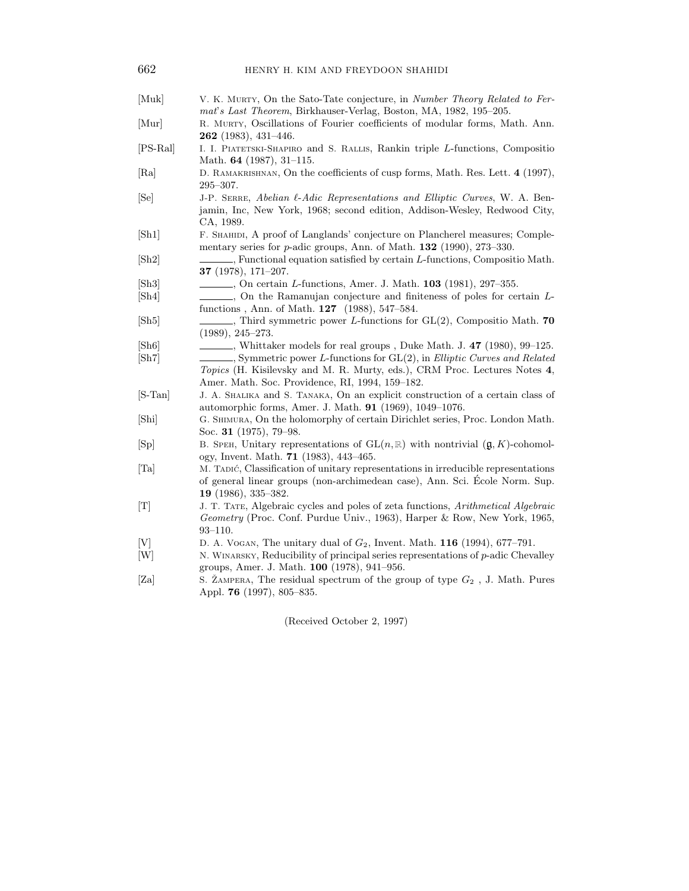[Muk] V. K. Murty, On the Sato-Tate conjecture, in *Number Theory Related to Fermat's Last Theorem*, Birkhauser-Verlag, Boston, MA, 1982, 195–205.

[Mur] R. Murty, Oscillations of Fourier coefficients of modular forms, Math. Ann. **262** (1983), 431–446.

[PS-Ral] I. I. Piatetski-Shapiro and S. Rallis, Rankin triple $L$-functions, Compositio Math. **64** (1987), 31–115.

[Ra] D. Ramakrishnan, On the coefficients of cusp forms, Math. Res. Lett. **4** (1997), 295–307.

[Se] J-P. Serre, *Abelian $\ell$-Adic Representations and Elliptic Curves*, W. A. Benjamin, Inc, New York, 1968; second edition, Addison-Wesley, Redwood City, CA, 1989.

[Sh1] F. Shahidi, A proof of Langlands' conjecture on Plancherel measures; Complementary series for $p$-adic groups, Ann. of Math. **132** (1990), 273–330.

[Sh2] ______, Functional equation satisfied by certain $L$-functions, Compositio Math. **37** (1978), 171–207.

[Sh3] ______, On certain $L$-functions, Amer. J. Math. **103** (1981), 297–355.

[Sh4] ______, On the Ramanujan conjecture and finiteness of poles for certain $L$-functions , Ann. of Math. **127** (1988), 547–584.

[Sh5] ______, Third symmetric power $L$-functions for $\mathrm{GL}(2)$, Compositio Math. **70** (1989), 245–273.

[Sh6] ______, Whittaker models for real groups , Duke Math. J. **47** (1980), 99–125.

[Sh7] ______, Symmetric power $L$-functions for $\mathrm{GL}(2)$, in *Elliptic Curves and Related Topics* (H. Kisilevsky and M. R. Murty, eds.), CRM Proc. Lectures Notes **4**, Amer. Math. Soc. Providence, RI, 1994, 159–182.

[S-Tan] J. A. Shalika and S. Tanaka, On an explicit construction of a certain class of automorphic forms, Amer. J. Math. **91** (1969), 1049–1076.

[Shi] G. Shimura, On the holomorphy of certain Dirichlet series, Proc. London Math. Soc. **31** (1975), 79–98.

[Sp] B. Speh, Unitary representations of $\mathrm{GL}(n, \mathbb{R})$ with nontrivial $(\mathfrak{g}, K)$-cohomology, Invent. Math. **71** (1983), 443–465.

[Ta] M. Tadić, Classification of unitary representations in irreducible representations of general linear groups (non-archimedean case), Ann. Sci. École Norm. Sup. **19** (1986), 335–382.

[T] J. T. Tate, Algebraic cycles and poles of zeta functions, *Arithmetical Algebraic Geometry* (Proc. Conf. Purdue Univ., 1963), Harper & Row, New York, 1965, 93–110.

[V] D. A. Vogan, The unitary dual of $G_2$, Invent. Math. **116** (1994), 677–791.

[W] N. Winarsky, Reducibility of principal series representations of $p$-adic Chevalley groups, Amer. J. Math. **100** (1978), 941–956.

[Za] S. Žampera, The residual spectrum of the group of type $G_2$ , J. Math. Pures Appl. **76** (1997), 805–835.

(Received October 2, 1997)